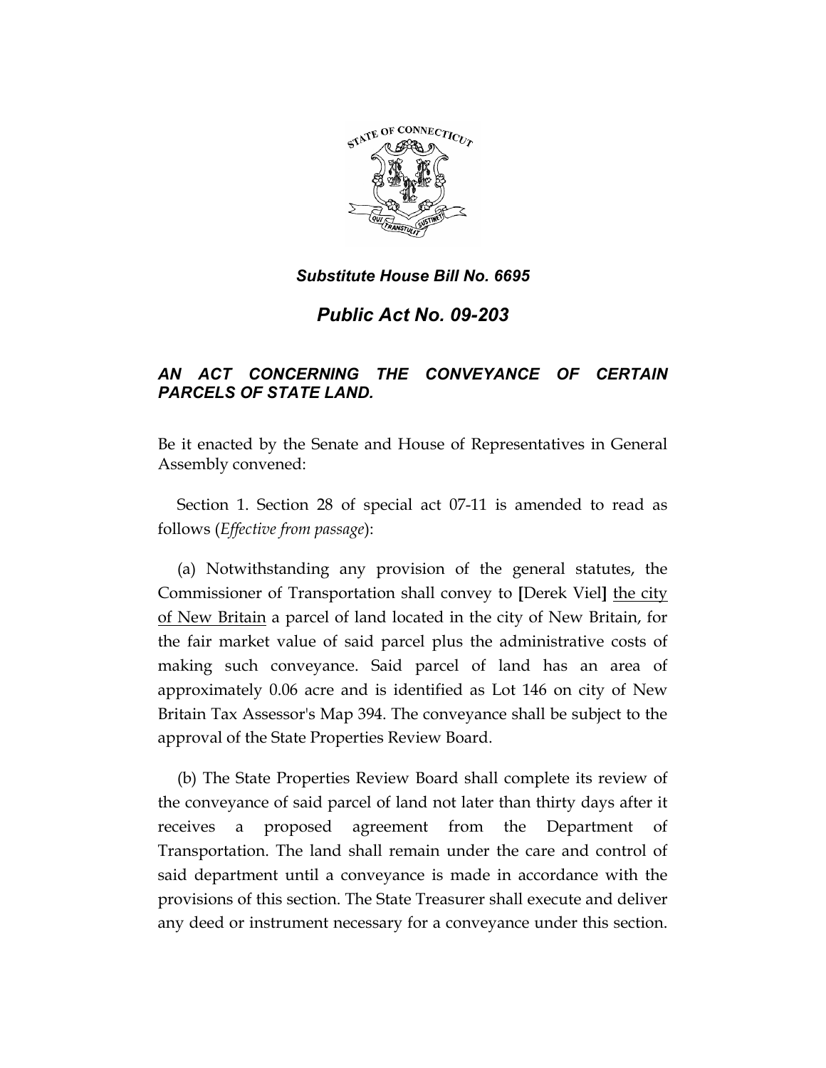*Substitute House Bill No. 6695*

# *Public Act No. 09-203*

## *AN ACT CONCERNING THE CONVEYANCE OF CERTAIN PARCELS OF STATE LAND.*

Be it enacted by the Senate and House of Representatives in General Assembly convened:

Section 1. Section 28 of special act 07-11 is amended to read as follows (*Effective from passage*):

(a) Notwithstanding any provision of the general statutes, the Commissioner of Transportation shall convey to **[**Derek Viel**]** <u>the city of New Britain</u> a parcel of land located in the city of New Britain, for the fair market value of said parcel plus the administrative costs of making such conveyance. Said parcel of land has an area of approximately 0.06 acre and is identified as Lot 146 on city of New Britain Tax Assessor's Map 394. The conveyance shall be subject to the approval of the State Properties Review Board.

(b) The State Properties Review Board shall complete its review of the conveyance of said parcel of land not later than thirty days after it receives a proposed agreement from the Department of Transportation. The land shall remain under the care and control of said department until a conveyance is made in accordance with the provisions of this section. The State Treasurer shall execute and deliver any deed or instrument necessary for a conveyance under this section.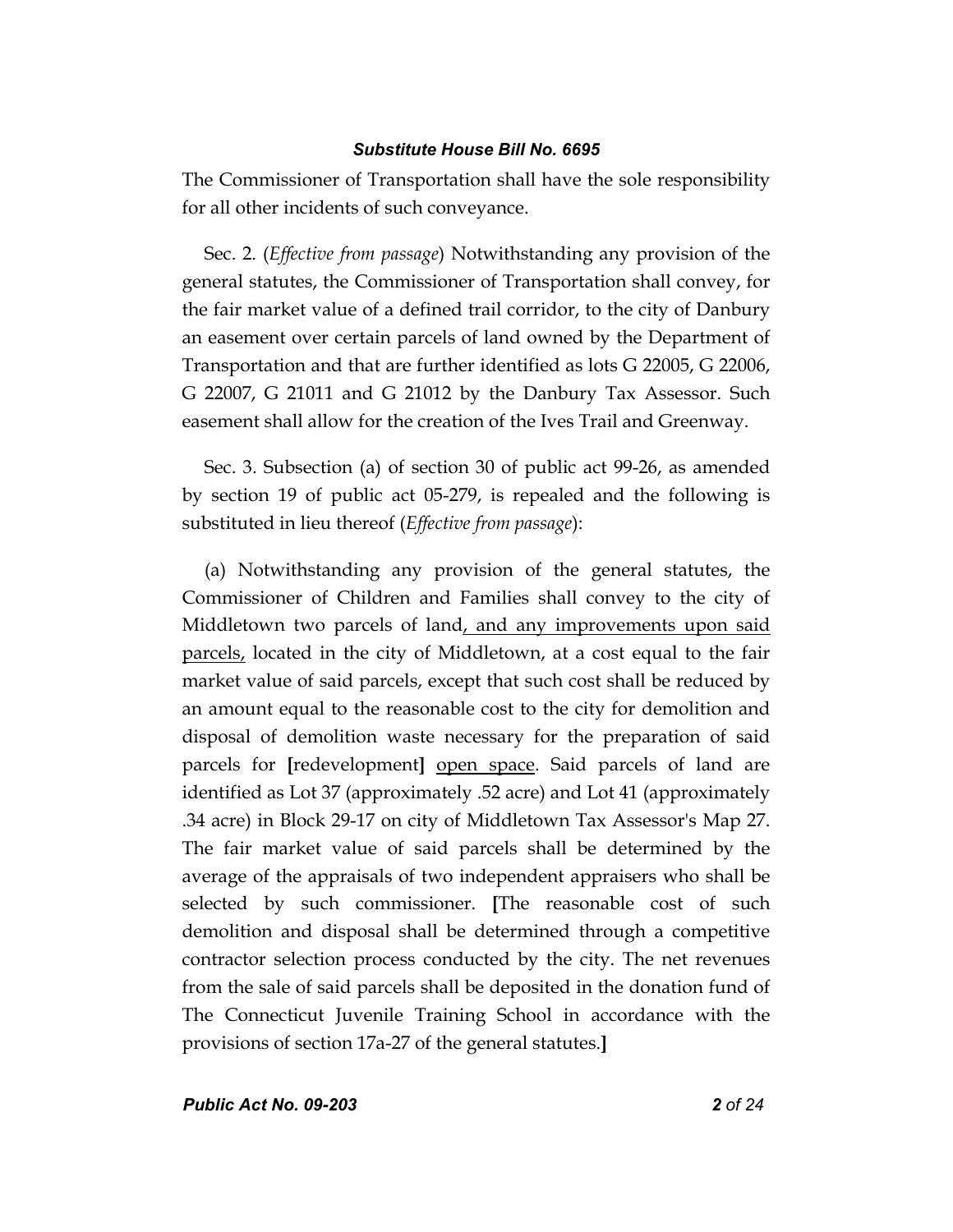The Commissioner of Transportation shall have the sole responsibility for all other incidents of such conveyance.

Sec. 2. (*Effective from passage*) Notwithstanding any provision of the general statutes, the Commissioner of Transportation shall convey, for the fair market value of a defined trail corridor, to the city of Danbury an easement over certain parcels of land owned by the Department of Transportation and that are further identified as lots G 22005, G 22006, G 22007, G 21011 and G 21012 by the Danbury Tax Assessor. Such easement shall allow for the creation of the Ives Trail and Greenway.

Sec. 3. Subsection (a) of section 30 of public act 99-26, as amended by section 19 of public act 05-279, is repealed and the following is substituted in lieu thereof (*Effective from passage*):

(a) Notwithstanding any provision of the general statutes, the Commissioner of Children and Families shall convey to the city of Middletown two parcels of land<u>, and any improvements upon said parcels,</u> located in the city of Middletown, at a cost equal to the fair market value of said parcels, except that such cost shall be reduced by an amount equal to the reasonable cost to the city for demolition and disposal of demolition waste necessary for the preparation of said parcels for **[**redevelopment**]** <u>open space</u>. Said parcels of land are identified as Lot 37 (approximately .52 acre) and Lot 41 (approximately .34 acre) in Block 29-17 on city of Middletown Tax Assessor's Map 27. The fair market value of said parcels shall be determined by the average of the appraisals of two independent appraisers who shall be selected by such commissioner. **[**The reasonable cost of such demolition and disposal shall be determined through a competitive contractor selection process conducted by the city. The net revenues from the sale of said parcels shall be deposited in the donation fund of The Connecticut Juvenile Training School in accordance with the provisions of section 17a-27 of the general statutes.**]**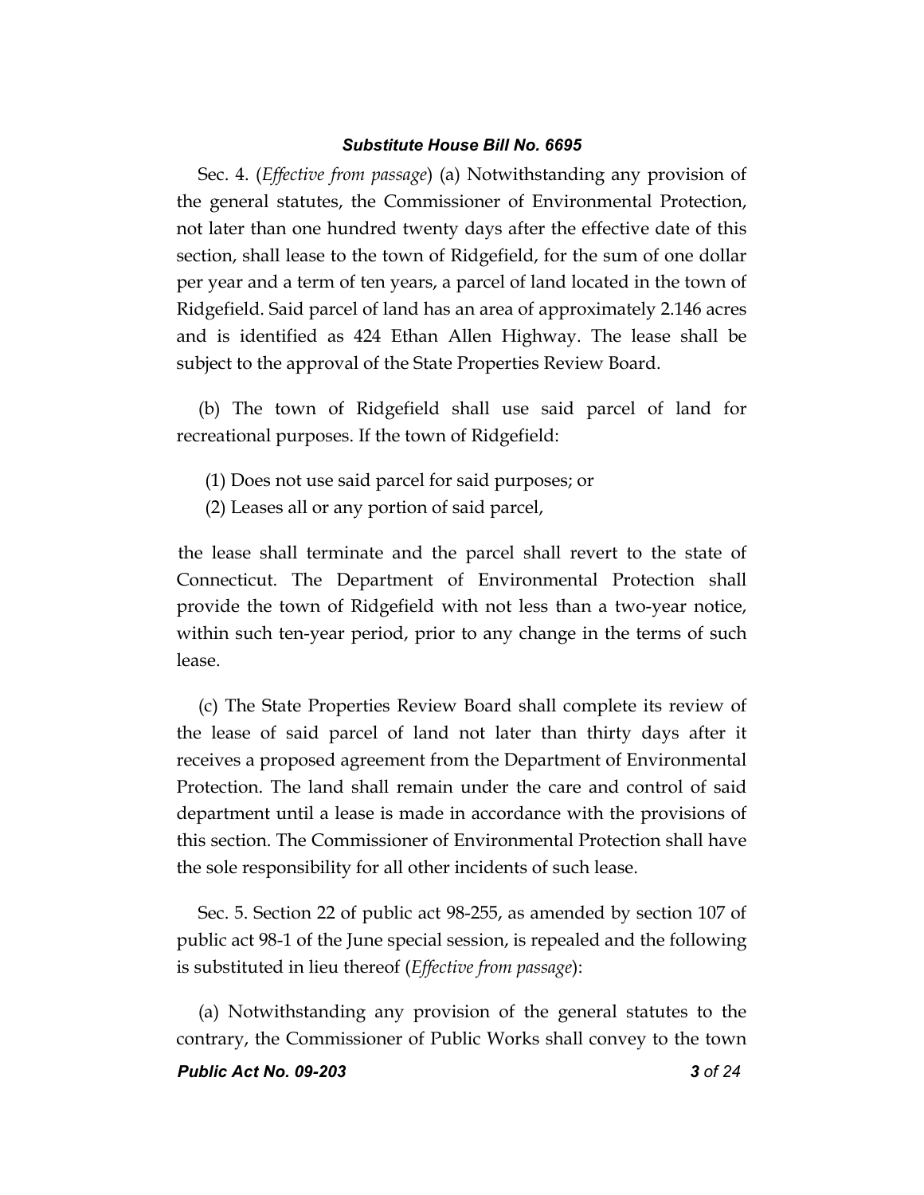Sec. 4. (*Effective from passage*) (a) Notwithstanding any provision of the general statutes, the Commissioner of Environmental Protection, not later than one hundred twenty days after the effective date of this section, shall lease to the town of Ridgefield, for the sum of one dollar per year and a term of ten years, a parcel of land located in the town of Ridgefield. Said parcel of land has an area of approximately 2.146 acres and is identified as 424 Ethan Allen Highway. The lease shall be subject to the approval of the State Properties Review Board.

(b) The town of Ridgefield shall use said parcel of land for recreational purposes. If the town of Ridgefield:

(1) Does not use said parcel for said purposes; or

(2) Leases all or any portion of said parcel,

the lease shall terminate and the parcel shall revert to the state of Connecticut. The Department of Environmental Protection shall provide the town of Ridgefield with not less than a two-year notice, within such ten-year period, prior to any change in the terms of such lease.

(c) The State Properties Review Board shall complete its review of the lease of said parcel of land not later than thirty days after it receives a proposed agreement from the Department of Environmental Protection. The land shall remain under the care and control of said department until a lease is made in accordance with the provisions of this section. The Commissioner of Environmental Protection shall have the sole responsibility for all other incidents of such lease.

Sec. 5. Section 22 of public act 98-255, as amended by section 107 of public act 98-1 of the June special session, is repealed and the following is substituted in lieu thereof (*Effective from passage*):

(a) Notwithstanding any provision of the general statutes to the contrary, the Commissioner of Public Works shall convey to the town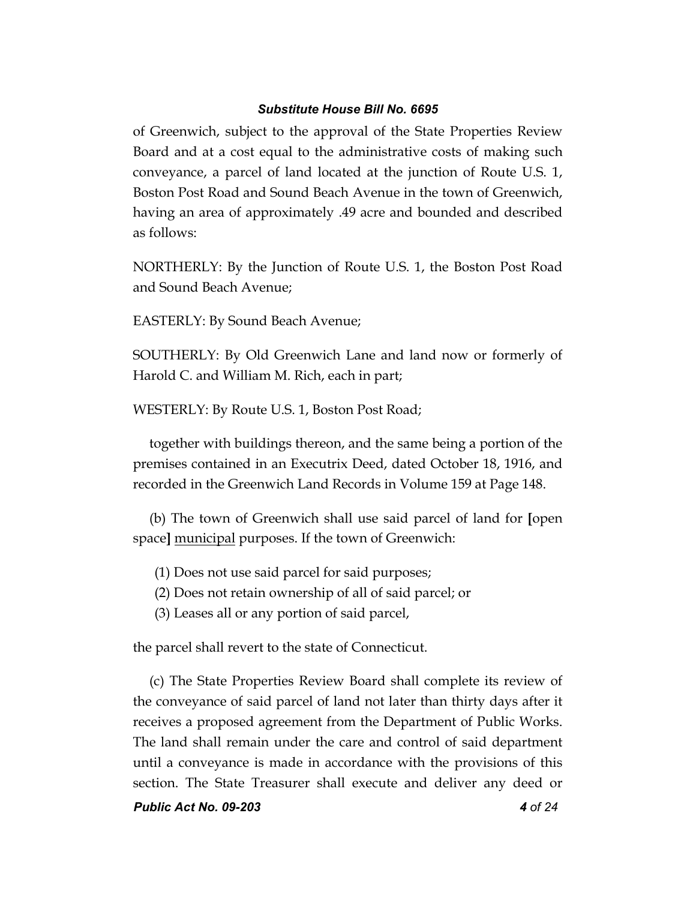of Greenwich, subject to the approval of the State Properties Review Board and at a cost equal to the administrative costs of making such conveyance, a parcel of land located at the junction of Route U.S. 1, Boston Post Road and Sound Beach Avenue in the town of Greenwich, having an area of approximately .49 acre and bounded and described as follows:

NORTHERLY: By the Junction of Route U.S. 1, the Boston Post Road and Sound Beach Avenue;

EASTERLY: By Sound Beach Avenue;

SOUTHERLY: By Old Greenwich Lane and land now or formerly of Harold C. and William M. Rich, each in part;

WESTERLY: By Route U.S. 1, Boston Post Road;

together with buildings thereon, and the same being a portion of the premises contained in an Executrix Deed, dated October 18, 1916, and recorded in the Greenwich Land Records in Volume 159 at Page 148.

(b) The town of Greenwich shall use said parcel of land for **[**open space**]** <u>municipal</u> purposes. If the town of Greenwich:

(1) Does not use said parcel for said purposes;
(2) Does not retain ownership of all of said parcel; or
(3) Leases all or any portion of said parcel,

the parcel shall revert to the state of Connecticut.

(c) The State Properties Review Board shall complete its review of the conveyance of said parcel of land not later than thirty days after it receives a proposed agreement from the Department of Public Works. The land shall remain under the care and control of said department until a conveyance is made in accordance with the provisions of this section. The State Treasurer shall execute and deliver any deed or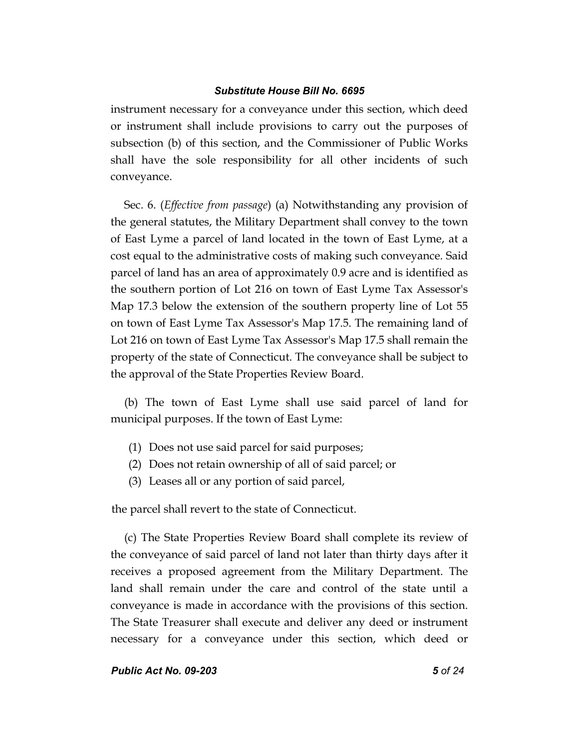instrument necessary for a conveyance under this section, which deed or instrument shall include provisions to carry out the purposes of subsection (b) of this section, and the Commissioner of Public Works shall have the sole responsibility for all other incidents of such conveyance.

Sec. 6. (*Effective from passage*) (a) Notwithstanding any provision of the general statutes, the Military Department shall convey to the town of East Lyme a parcel of land located in the town of East Lyme, at a cost equal to the administrative costs of making such conveyance. Said parcel of land has an area of approximately 0.9 acre and is identified as the southern portion of Lot 216 on town of East Lyme Tax Assessor's Map 17.3 below the extension of the southern property line of Lot 55 on town of East Lyme Tax Assessor's Map 17.5. The remaining land of Lot 216 on town of East Lyme Tax Assessor's Map 17.5 shall remain the property of the state of Connecticut. The conveyance shall be subject to the approval of the State Properties Review Board.

(b) The town of East Lyme shall use said parcel of land for municipal purposes. If the town of East Lyme:

(1) Does not use said parcel for said purposes;
(2) Does not retain ownership of all of said parcel; or
(3) Leases all or any portion of said parcel,

the parcel shall revert to the state of Connecticut.

(c) The State Properties Review Board shall complete its review of the conveyance of said parcel of land not later than thirty days after it receives a proposed agreement from the Military Department. The land shall remain under the care and control of the state until a conveyance is made in accordance with the provisions of this section. The State Treasurer shall execute and deliver any deed or instrument necessary for a conveyance under this section, which deed or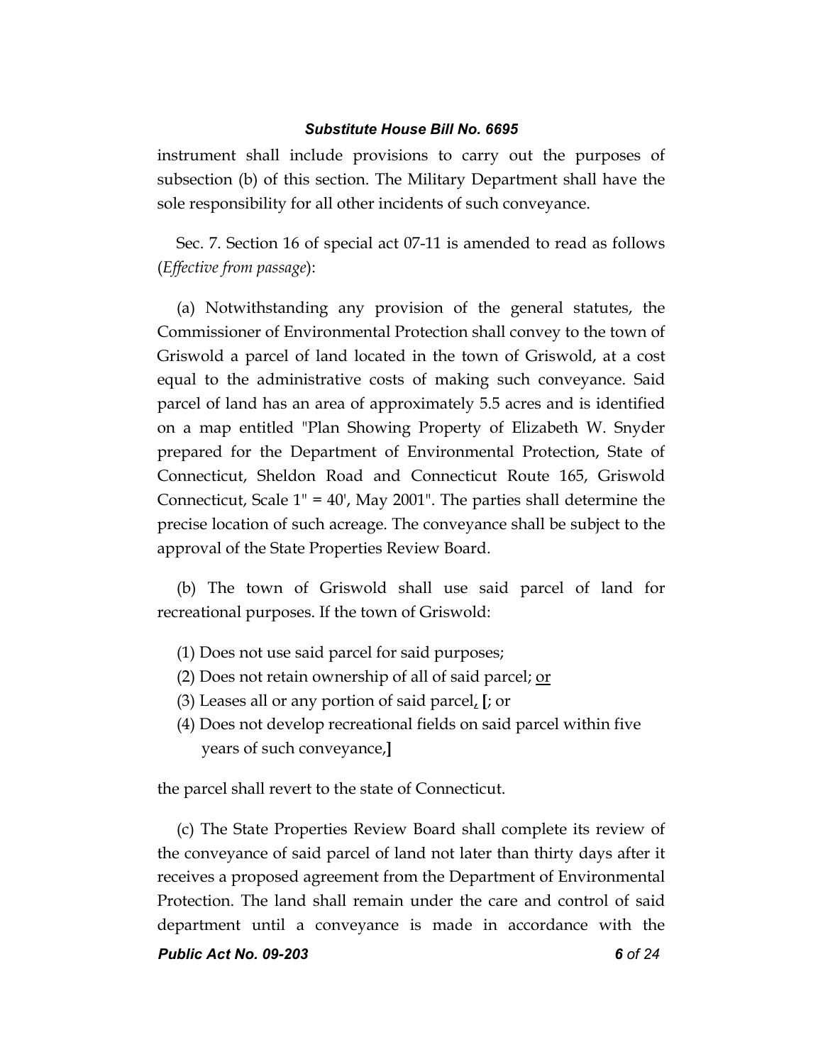instrument shall include provisions to carry out the purposes of subsection (b) of this section. The Military Department shall have the sole responsibility for all other incidents of such conveyance.

Sec. 7. Section 16 of special act 07-11 is amended to read as follows (*Effective from passage*):

(a) Notwithstanding any provision of the general statutes, the Commissioner of Environmental Protection shall convey to the town of Griswold a parcel of land located in the town of Griswold, at a cost equal to the administrative costs of making such conveyance. Said parcel of land has an area of approximately 5.5 acres and is identified on a map entitled "Plan Showing Property of Elizabeth W. Snyder prepared for the Department of Environmental Protection, State of Connecticut, Sheldon Road and Connecticut Route 165, Griswold Connecticut, Scale 1" = 40', May 2001". The parties shall determine the precise location of such acreage. The conveyance shall be subject to the approval of the State Properties Review Board.

(b) The town of Griswold shall use said parcel of land for recreational purposes. If the town of Griswold:

(1) Does not use said parcel for said purposes;
(2) Does not retain ownership of all of said parcel; <u>or</u>
(3) Leases all or any portion of said parcel<u>,</u> **[**; or
(4) Does not develop recreational fields on said parcel within five years of such conveyance,**]**

the parcel shall revert to the state of Connecticut.

(c) The State Properties Review Board shall complete its review of the conveyance of said parcel of land not later than thirty days after it receives a proposed agreement from the Department of Environmental Protection. The land shall remain under the care and control of said department until a conveyance is made in accordance with the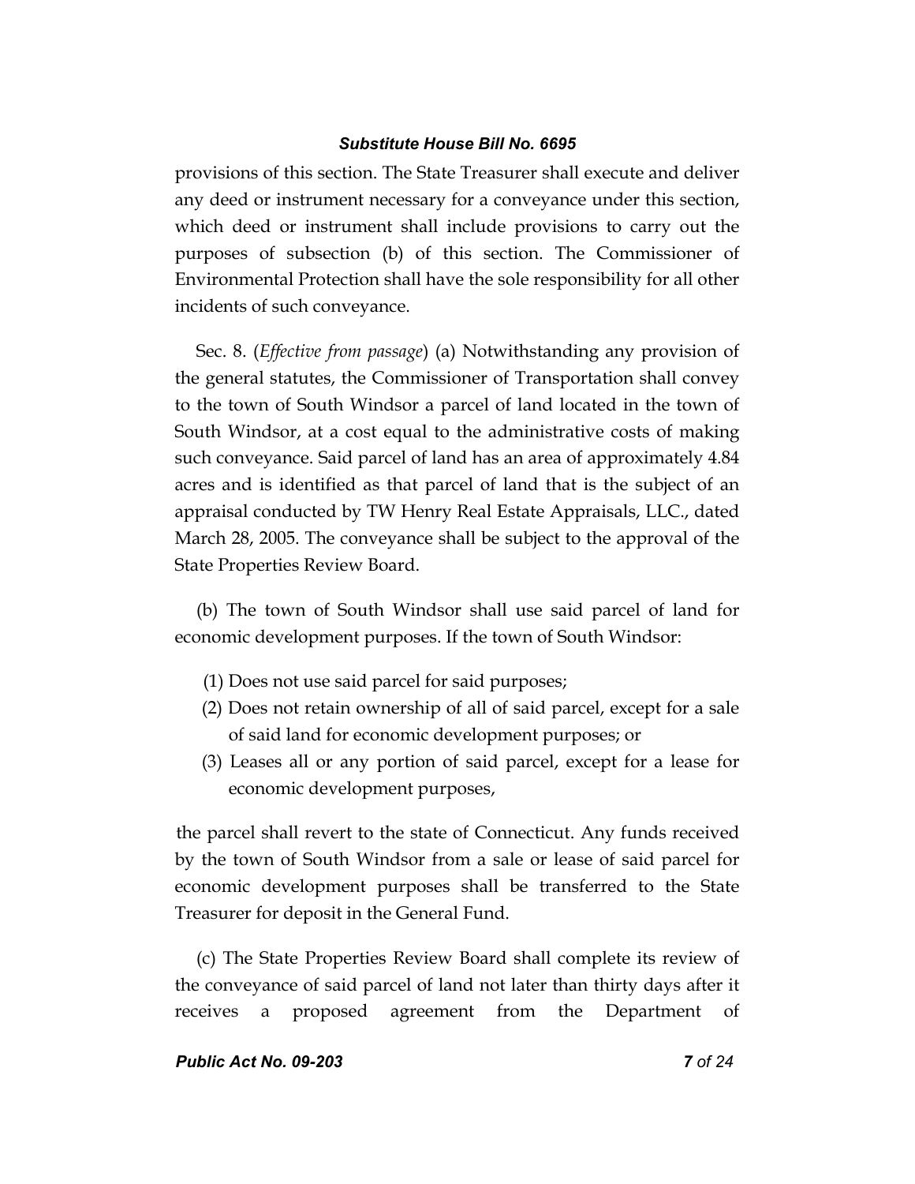provisions of this section. The State Treasurer shall execute and deliver any deed or instrument necessary for a conveyance under this section, which deed or instrument shall include provisions to carry out the purposes of subsection (b) of this section. The Commissioner of Environmental Protection shall have the sole responsibility for all other incidents of such conveyance.

Sec. 8. (*Effective from passage*) (a) Notwithstanding any provision of the general statutes, the Commissioner of Transportation shall convey to the town of South Windsor a parcel of land located in the town of South Windsor, at a cost equal to the administrative costs of making such conveyance. Said parcel of land has an area of approximately 4.84 acres and is identified as that parcel of land that is the subject of an appraisal conducted by TW Henry Real Estate Appraisals, LLC., dated March 28, 2005. The conveyance shall be subject to the approval of the State Properties Review Board.

(b) The town of South Windsor shall use said parcel of land for economic development purposes. If the town of South Windsor:

(1) Does not use said parcel for said purposes;

(2) Does not retain ownership of all of said parcel, except for a sale of said land for economic development purposes; or

(3) Leases all or any portion of said parcel, except for a lease for economic development purposes,

the parcel shall revert to the state of Connecticut. Any funds received by the town of South Windsor from a sale or lease of said parcel for economic development purposes shall be transferred to the State Treasurer for deposit in the General Fund.

(c) The State Properties Review Board shall complete its review of the conveyance of said parcel of land not later than thirty days after it receives a proposed agreement from the Department of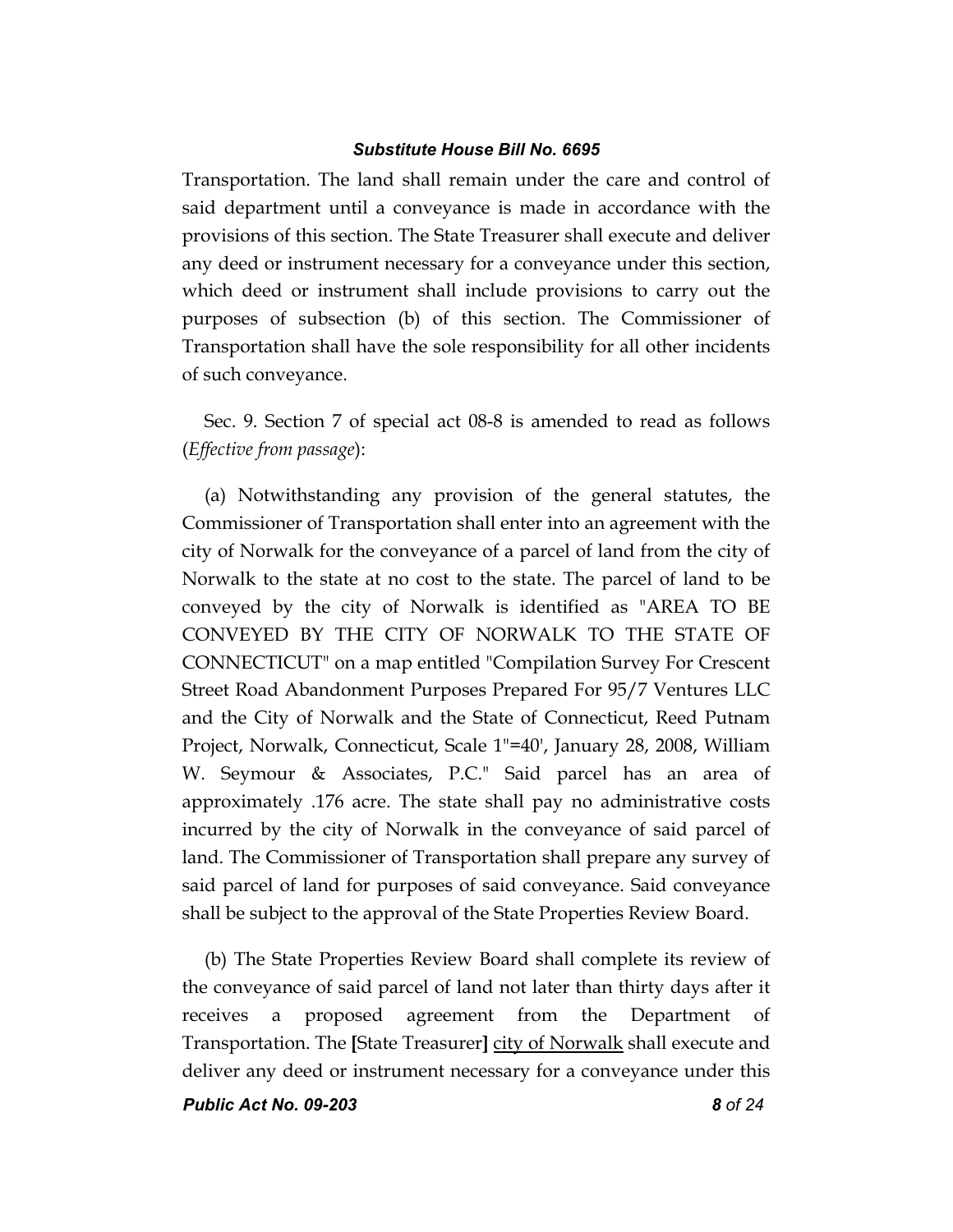Transportation. The land shall remain under the care and control of said department until a conveyance is made in accordance with the provisions of this section. The State Treasurer shall execute and deliver any deed or instrument necessary for a conveyance under this section, which deed or instrument shall include provisions to carry out the purposes of subsection (b) of this section. The Commissioner of Transportation shall have the sole responsibility for all other incidents of such conveyance.

Sec. 9. Section 7 of special act 08-8 is amended to read as follows (*Effective from passage*):

(a) Notwithstanding any provision of the general statutes, the Commissioner of Transportation shall enter into an agreement with the city of Norwalk for the conveyance of a parcel of land from the city of Norwalk to the state at no cost to the state. The parcel of land to be conveyed by the city of Norwalk is identified as "AREA TO BE CONVEYED BY THE CITY OF NORWALK TO THE STATE OF CONNECTICUT" on a map entitled "Compilation Survey For Crescent Street Road Abandonment Purposes Prepared For 95/7 Ventures LLC and the City of Norwalk and the State of Connecticut, Reed Putnam Project, Norwalk, Connecticut, Scale 1"=40', January 28, 2008, William W. Seymour & Associates, P.C." Said parcel has an area of approximately .176 acre. The state shall pay no administrative costs incurred by the city of Norwalk in the conveyance of said parcel of land. The Commissioner of Transportation shall prepare any survey of said parcel of land for purposes of said conveyance. Said conveyance shall be subject to the approval of the State Properties Review Board.

(b) The State Properties Review Board shall complete its review of the conveyance of said parcel of land not later than thirty days after it receives a proposed agreement from the Department of Transportation. The **[**State Treasurer**]** <u>city of Norwalk</u> shall execute and deliver any deed or instrument necessary for a conveyance under this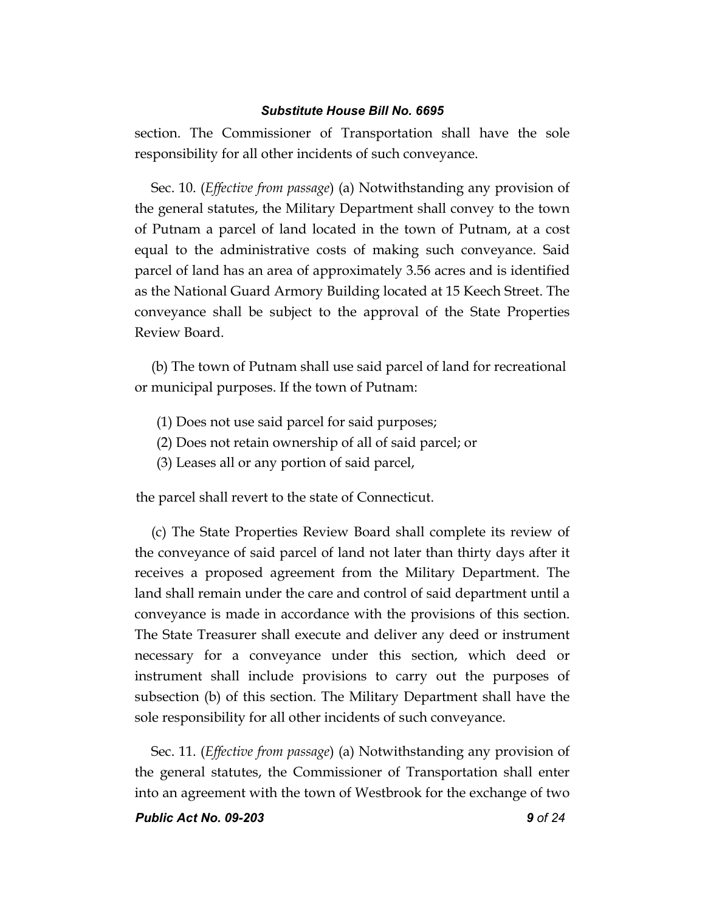section. The Commissioner of Transportation shall have the sole responsibility for all other incidents of such conveyance.

Sec. 10. (*Effective from passage*) (a) Notwithstanding any provision of the general statutes, the Military Department shall convey to the town of Putnam a parcel of land located in the town of Putnam, at a cost equal to the administrative costs of making such conveyance. Said parcel of land has an area of approximately 3.56 acres and is identified as the National Guard Armory Building located at 15 Keech Street. The conveyance shall be subject to the approval of the State Properties Review Board.

(b) The town of Putnam shall use said parcel of land for recreational or municipal purposes. If the town of Putnam:

(1) Does not use said parcel for said purposes;
(2) Does not retain ownership of all of said parcel; or
(3) Leases all or any portion of said parcel,

the parcel shall revert to the state of Connecticut.

(c) The State Properties Review Board shall complete its review of the conveyance of said parcel of land not later than thirty days after it receives a proposed agreement from the Military Department. The land shall remain under the care and control of said department until a conveyance is made in accordance with the provisions of this section. The State Treasurer shall execute and deliver any deed or instrument necessary for a conveyance under this section, which deed or instrument shall include provisions to carry out the purposes of subsection (b) of this section. The Military Department shall have the sole responsibility for all other incidents of such conveyance.

Sec. 11. (*Effective from passage*) (a) Notwithstanding any provision of the general statutes, the Commissioner of Transportation shall enter into an agreement with the town of Westbrook for the exchange of two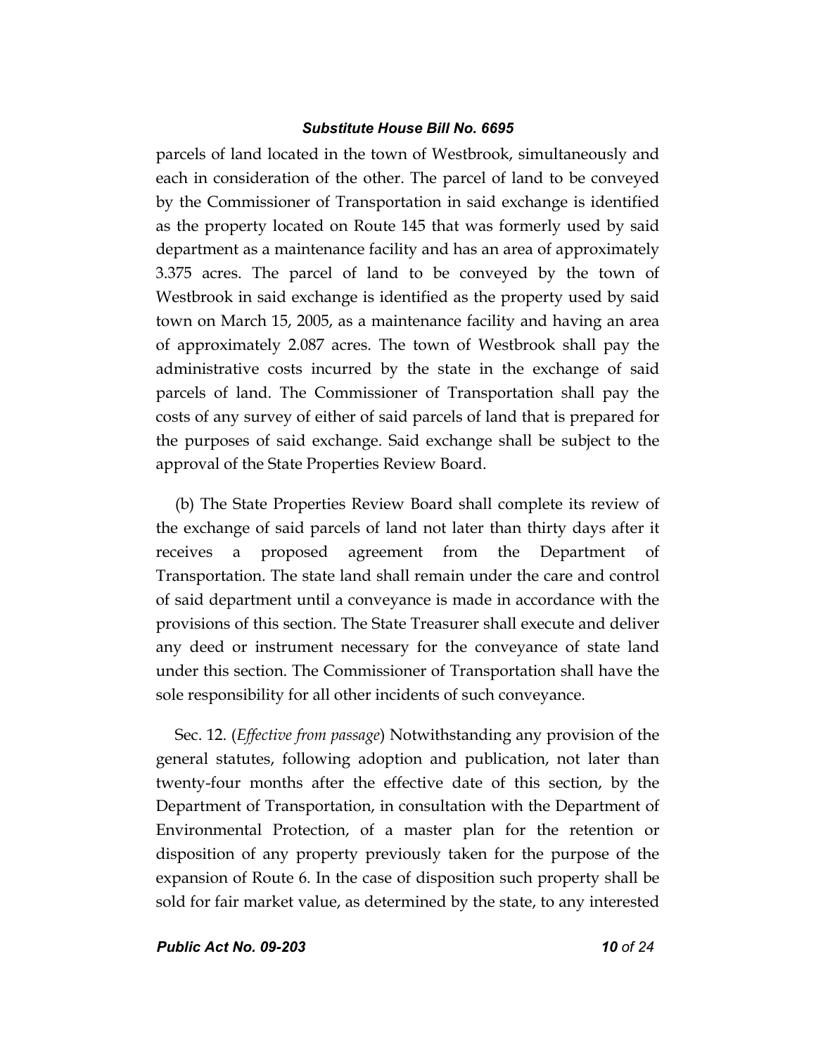parcels of land located in the town of Westbrook, simultaneously and each in consideration of the other. The parcel of land to be conveyed by the Commissioner of Transportation in said exchange is identified as the property located on Route 145 that was formerly used by said department as a maintenance facility and has an area of approximately 3.375 acres. The parcel of land to be conveyed by the town of Westbrook in said exchange is identified as the property used by said town on March 15, 2005, as a maintenance facility and having an area of approximately 2.087 acres. The town of Westbrook shall pay the administrative costs incurred by the state in the exchange of said parcels of land. The Commissioner of Transportation shall pay the costs of any survey of either of said parcels of land that is prepared for the purposes of said exchange. Said exchange shall be subject to the approval of the State Properties Review Board.

(b) The State Properties Review Board shall complete its review of the exchange of said parcels of land not later than thirty days after it receives a proposed agreement from the Department of Transportation. The state land shall remain under the care and control of said department until a conveyance is made in accordance with the provisions of this section. The State Treasurer shall execute and deliver any deed or instrument necessary for the conveyance of state land under this section. The Commissioner of Transportation shall have the sole responsibility for all other incidents of such conveyance.

Sec. 12. (*Effective from passage*) Notwithstanding any provision of the general statutes, following adoption and publication, not later than twenty-four months after the effective date of this section, by the Department of Transportation, in consultation with the Department of Environmental Protection, of a master plan for the retention or disposition of any property previously taken for the purpose of the expansion of Route 6. In the case of disposition such property shall be sold for fair market value, as determined by the state, to any interested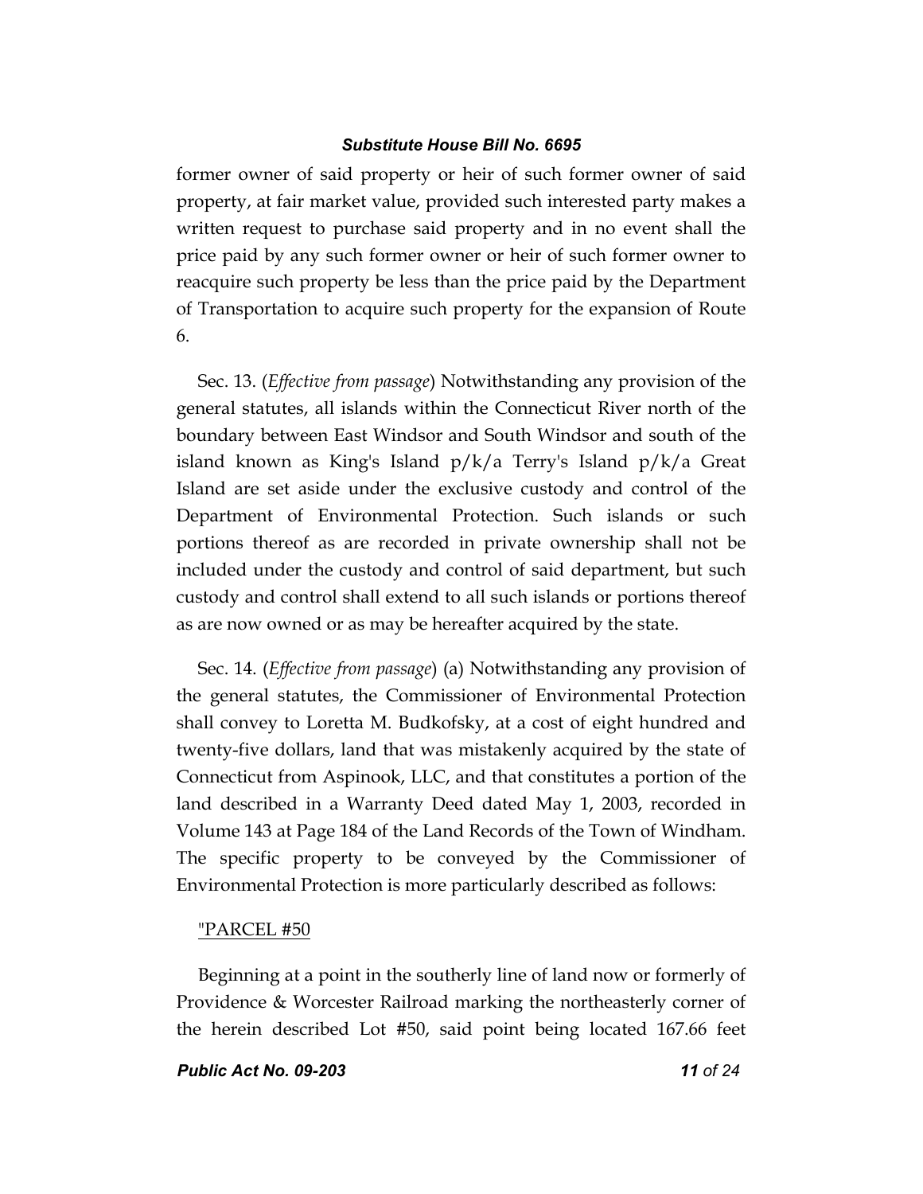former owner of said property or heir of such former owner of said property, at fair market value, provided such interested party makes a written request to purchase said property and in no event shall the price paid by any such former owner or heir of such former owner to reacquire such property be less than the price paid by the Department of Transportation to acquire such property for the expansion of Route 6.

Sec. 13. (*Effective from passage*) Notwithstanding any provision of the general statutes, all islands within the Connecticut River north of the boundary between East Windsor and South Windsor and south of the island known as King's Island p/k/a Terry's Island p/k/a Great Island are set aside under the exclusive custody and control of the Department of Environmental Protection. Such islands or such portions thereof as are recorded in private ownership shall not be included under the custody and control of said department, but such custody and control shall extend to all such islands or portions thereof as are now owned or as may be hereafter acquired by the state.

Sec. 14. (*Effective from passage*) (a) Notwithstanding any provision of the general statutes, the Commissioner of Environmental Protection shall convey to Loretta M. Budkofsky, at a cost of eight hundred and twenty-five dollars, land that was mistakenly acquired by the state of Connecticut from Aspinook, LLC, and that constitutes a portion of the land described in a Warranty Deed dated May 1, 2003, recorded in Volume 143 at Page 184 of the Land Records of the Town of Windham. The specific property to be conveyed by the Commissioner of Environmental Protection is more particularly described as follows:

"PARCEL #50

Beginning at a point in the southerly line of land now or formerly of Providence & Worcester Railroad marking the northeasterly corner of the herein described Lot #50, said point being located 167.66 feet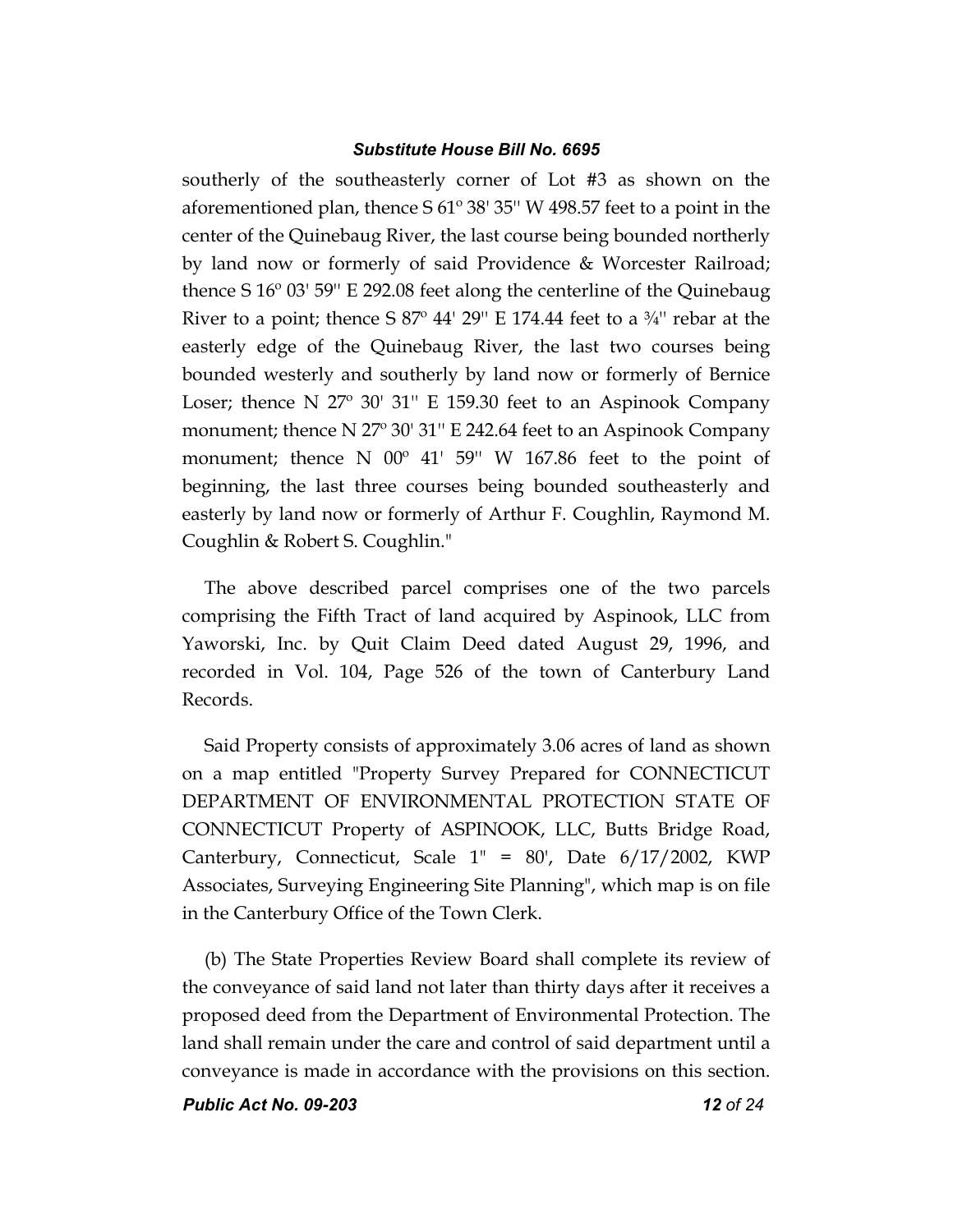southerly of the southeasterly corner of Lot #3 as shown on the aforementioned plan, thence S 61º 38' 35'' W 498.57 feet to a point in the center of the Quinebaug River, the last course being bounded northerly by land now or formerly of said Providence & Worcester Railroad; thence S 16º 03' 59'' E 292.08 feet along the centerline of the Quinebaug River to a point; thence S 87º 44' 29'' E 174.44 feet to a ¾'' rebar at the easterly edge of the Quinebaug River, the last two courses being bounded westerly and southerly by land now or formerly of Bernice Loser; thence N 27º 30' 31'' E 159.30 feet to an Aspinook Company monument; thence N 27º 30' 31'' E 242.64 feet to an Aspinook Company monument; thence N 00º 41' 59'' W 167.86 feet to the point of beginning, the last three courses being bounded southeasterly and easterly by land now or formerly of Arthur F. Coughlin, Raymond M. Coughlin & Robert S. Coughlin."

The above described parcel comprises one of the two parcels comprising the Fifth Tract of land acquired by Aspinook, LLC from Yaworski, Inc. by Quit Claim Deed dated August 29, 1996, and recorded in Vol. 104, Page 526 of the town of Canterbury Land Records.

Said Property consists of approximately 3.06 acres of land as shown on a map entitled "Property Survey Prepared for CONNECTICUT DEPARTMENT OF ENVIRONMENTAL PROTECTION STATE OF CONNECTICUT Property of ASPINOOK, LLC, Butts Bridge Road, Canterbury, Connecticut, Scale 1" = 80', Date 6/17/2002, KWP Associates, Surveying Engineering Site Planning", which map is on file in the Canterbury Office of the Town Clerk.

(b) The State Properties Review Board shall complete its review of the conveyance of said land not later than thirty days after it receives a proposed deed from the Department of Environmental Protection. The land shall remain under the care and control of said department until a conveyance is made in accordance with the provisions on this section.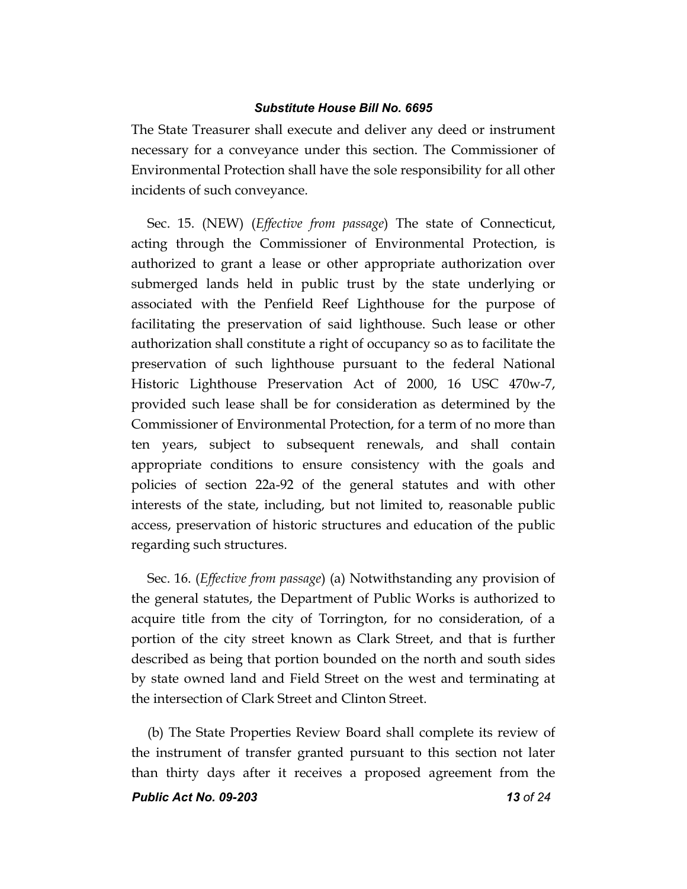The State Treasurer shall execute and deliver any deed or instrument necessary for a conveyance under this section. The Commissioner of Environmental Protection shall have the sole responsibility for all other incidents of such conveyance.

Sec. 15. (NEW) (*Effective from passage*) The state of Connecticut, acting through the Commissioner of Environmental Protection, is authorized to grant a lease or other appropriate authorization over submerged lands held in public trust by the state underlying or associated with the Penfield Reef Lighthouse for the purpose of facilitating the preservation of said lighthouse. Such lease or other authorization shall constitute a right of occupancy so as to facilitate the preservation of such lighthouse pursuant to the federal National Historic Lighthouse Preservation Act of 2000, 16 USC 470w-7, provided such lease shall be for consideration as determined by the Commissioner of Environmental Protection, for a term of no more than ten years, subject to subsequent renewals, and shall contain appropriate conditions to ensure consistency with the goals and policies of section 22a-92 of the general statutes and with other interests of the state, including, but not limited to, reasonable public access, preservation of historic structures and education of the public regarding such structures.

Sec. 16. (*Effective from passage*) (a) Notwithstanding any provision of the general statutes, the Department of Public Works is authorized to acquire title from the city of Torrington, for no consideration, of a portion of the city street known as Clark Street, and that is further described as being that portion bounded on the north and south sides by state owned land and Field Street on the west and terminating at the intersection of Clark Street and Clinton Street.

(b) The State Properties Review Board shall complete its review of the instrument of transfer granted pursuant to this section not later than thirty days after it receives a proposed agreement from the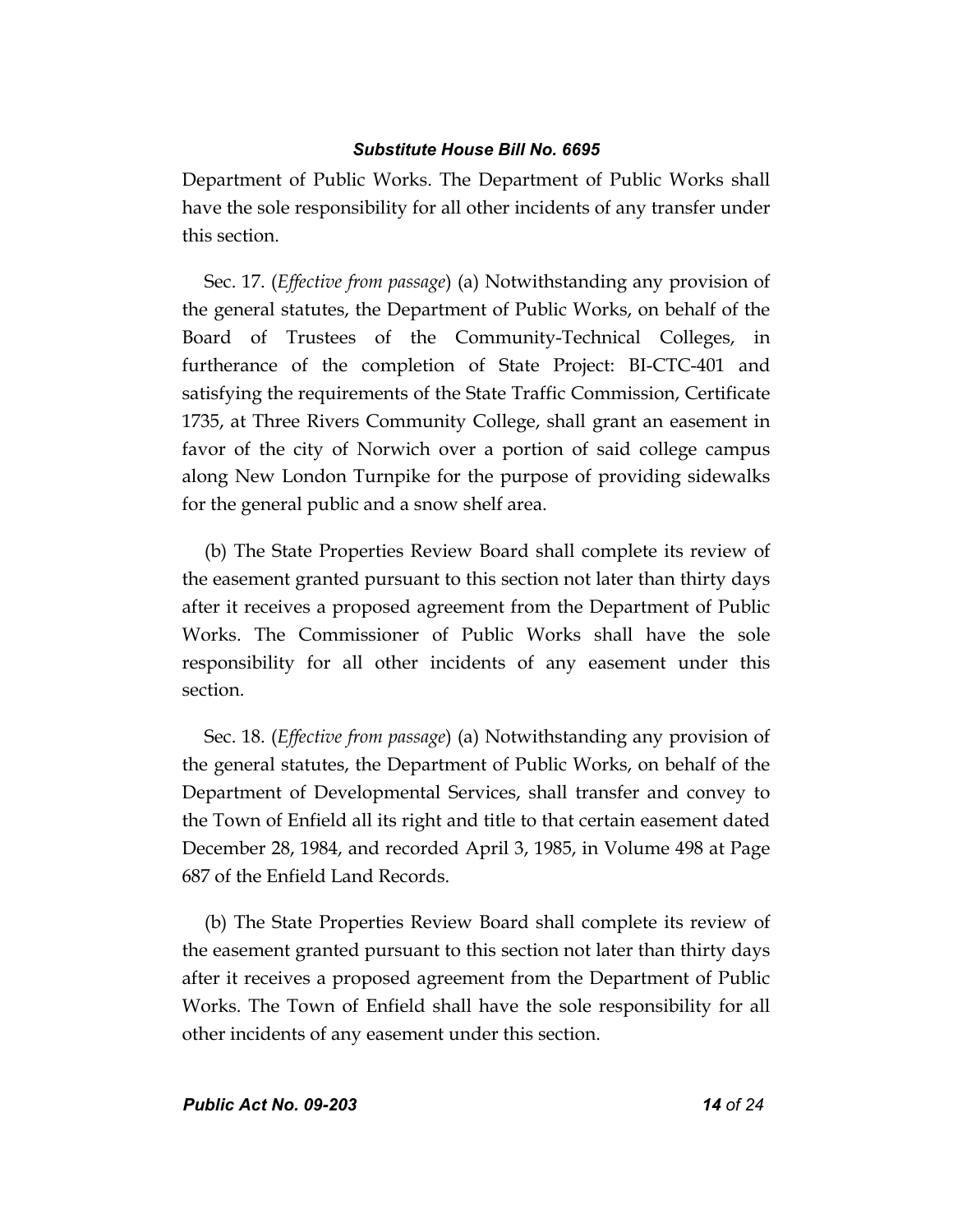Department of Public Works. The Department of Public Works shall have the sole responsibility for all other incidents of any transfer under this section.

Sec. 17. (*Effective from passage*) (a) Notwithstanding any provision of the general statutes, the Department of Public Works, on behalf of the Board of Trustees of the Community-Technical Colleges, in furtherance of the completion of State Project: BI-CTC-401 and satisfying the requirements of the State Traffic Commission, Certificate 1735, at Three Rivers Community College, shall grant an easement in favor of the city of Norwich over a portion of said college campus along New London Turnpike for the purpose of providing sidewalks for the general public and a snow shelf area.

(b) The State Properties Review Board shall complete its review of the easement granted pursuant to this section not later than thirty days after it receives a proposed agreement from the Department of Public Works. The Commissioner of Public Works shall have the sole responsibility for all other incidents of any easement under this section.

Sec. 18. (*Effective from passage*) (a) Notwithstanding any provision of the general statutes, the Department of Public Works, on behalf of the Department of Developmental Services, shall transfer and convey to the Town of Enfield all its right and title to that certain easement dated December 28, 1984, and recorded April 3, 1985, in Volume 498 at Page 687 of the Enfield Land Records.

(b) The State Properties Review Board shall complete its review of the easement granted pursuant to this section not later than thirty days after it receives a proposed agreement from the Department of Public Works. The Town of Enfield shall have the sole responsibility for all other incidents of any easement under this section.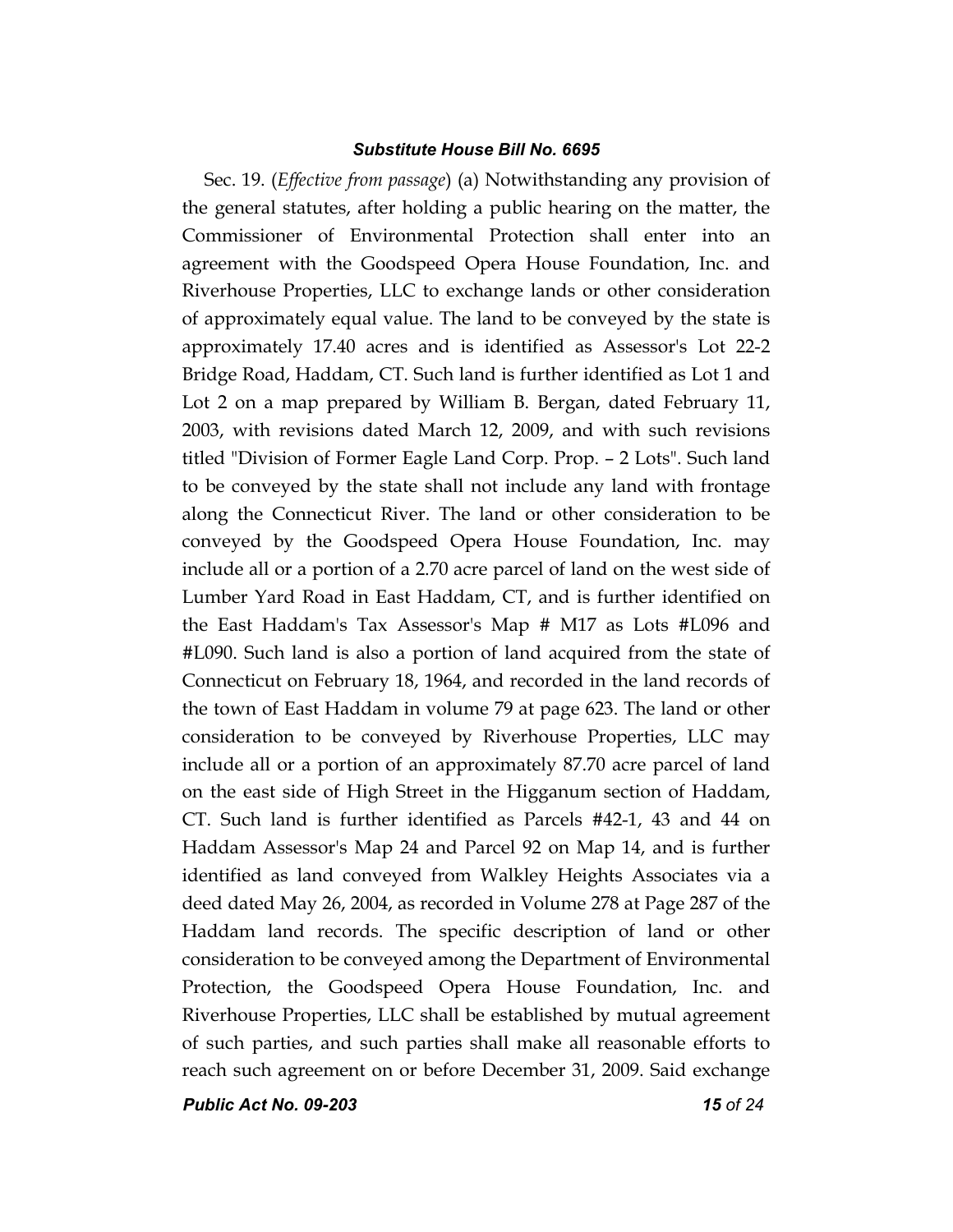Sec. 19. (*Effective from passage*) (a) Notwithstanding any provision of the general statutes, after holding a public hearing on the matter, the Commissioner of Environmental Protection shall enter into an agreement with the Goodspeed Opera House Foundation, Inc. and Riverhouse Properties, LLC to exchange lands or other consideration of approximately equal value. The land to be conveyed by the state is approximately 17.40 acres and is identified as Assessor's Lot 22-2 Bridge Road, Haddam, CT. Such land is further identified as Lot 1 and Lot 2 on a map prepared by William B. Bergan, dated February 11, 2003, with revisions dated March 12, 2009, and with such revisions titled "Division of Former Eagle Land Corp. Prop. – 2 Lots". Such land to be conveyed by the state shall not include any land with frontage along the Connecticut River. The land or other consideration to be conveyed by the Goodspeed Opera House Foundation, Inc. may include all or a portion of a 2.70 acre parcel of land on the west side of Lumber Yard Road in East Haddam, CT, and is further identified on the East Haddam's Tax Assessor's Map # M17 as Lots #L096 and #L090. Such land is also a portion of land acquired from the state of Connecticut on February 18, 1964, and recorded in the land records of the town of East Haddam in volume 79 at page 623. The land or other consideration to be conveyed by Riverhouse Properties, LLC may include all or a portion of an approximately 87.70 acre parcel of land on the east side of High Street in the Higganum section of Haddam, CT. Such land is further identified as Parcels #42-1, 43 and 44 on Haddam Assessor's Map 24 and Parcel 92 on Map 14, and is further identified as land conveyed from Walkley Heights Associates via a deed dated May 26, 2004, as recorded in Volume 278 at Page 287 of the Haddam land records. The specific description of land or other consideration to be conveyed among the Department of Environmental Protection, the Goodspeed Opera House Foundation, Inc. and Riverhouse Properties, LLC shall be established by mutual agreement of such parties, and such parties shall make all reasonable efforts to reach such agreement on or before December 31, 2009. Said exchange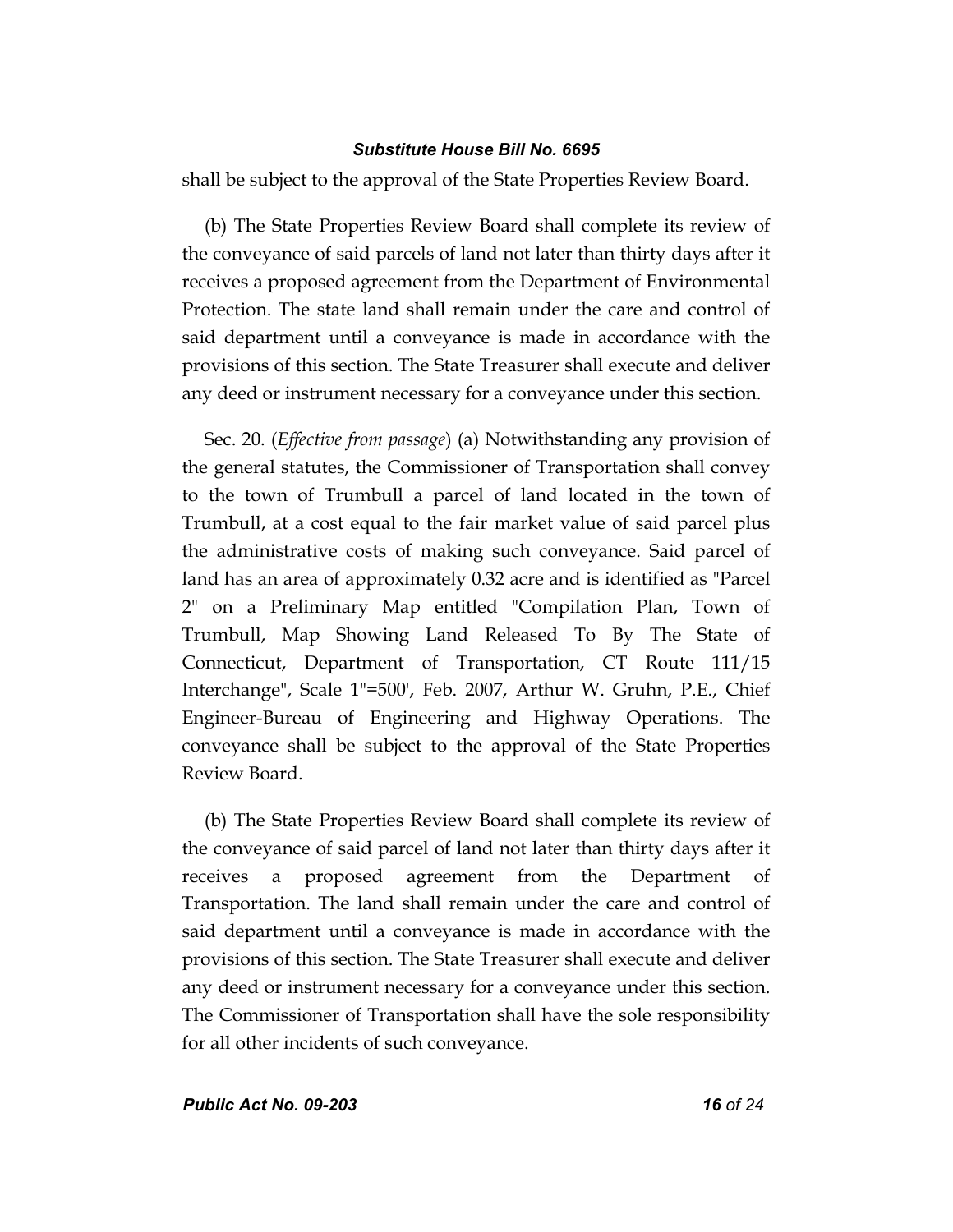shall be subject to the approval of the State Properties Review Board.

(b) The State Properties Review Board shall complete its review of the conveyance of said parcels of land not later than thirty days after it receives a proposed agreement from the Department of Environmental Protection. The state land shall remain under the care and control of said department until a conveyance is made in accordance with the provisions of this section. The State Treasurer shall execute and deliver any deed or instrument necessary for a conveyance under this section.

Sec. 20. (*Effective from passage*) (a) Notwithstanding any provision of the general statutes, the Commissioner of Transportation shall convey to the town of Trumbull a parcel of land located in the town of Trumbull, at a cost equal to the fair market value of said parcel plus the administrative costs of making such conveyance. Said parcel of land has an area of approximately 0.32 acre and is identified as "Parcel 2" on a Preliminary Map entitled "Compilation Plan, Town of Trumbull, Map Showing Land Released To By The State of Connecticut, Department of Transportation, CT Route 111/15 Interchange", Scale 1"=500', Feb. 2007, Arthur W. Gruhn, P.E., Chief Engineer-Bureau of Engineering and Highway Operations. The conveyance shall be subject to the approval of the State Properties Review Board.

(b) The State Properties Review Board shall complete its review of the conveyance of said parcel of land not later than thirty days after it receives a proposed agreement from the Department of Transportation. The land shall remain under the care and control of said department until a conveyance is made in accordance with the provisions of this section. The State Treasurer shall execute and deliver any deed or instrument necessary for a conveyance under this section. The Commissioner of Transportation shall have the sole responsibility for all other incidents of such conveyance.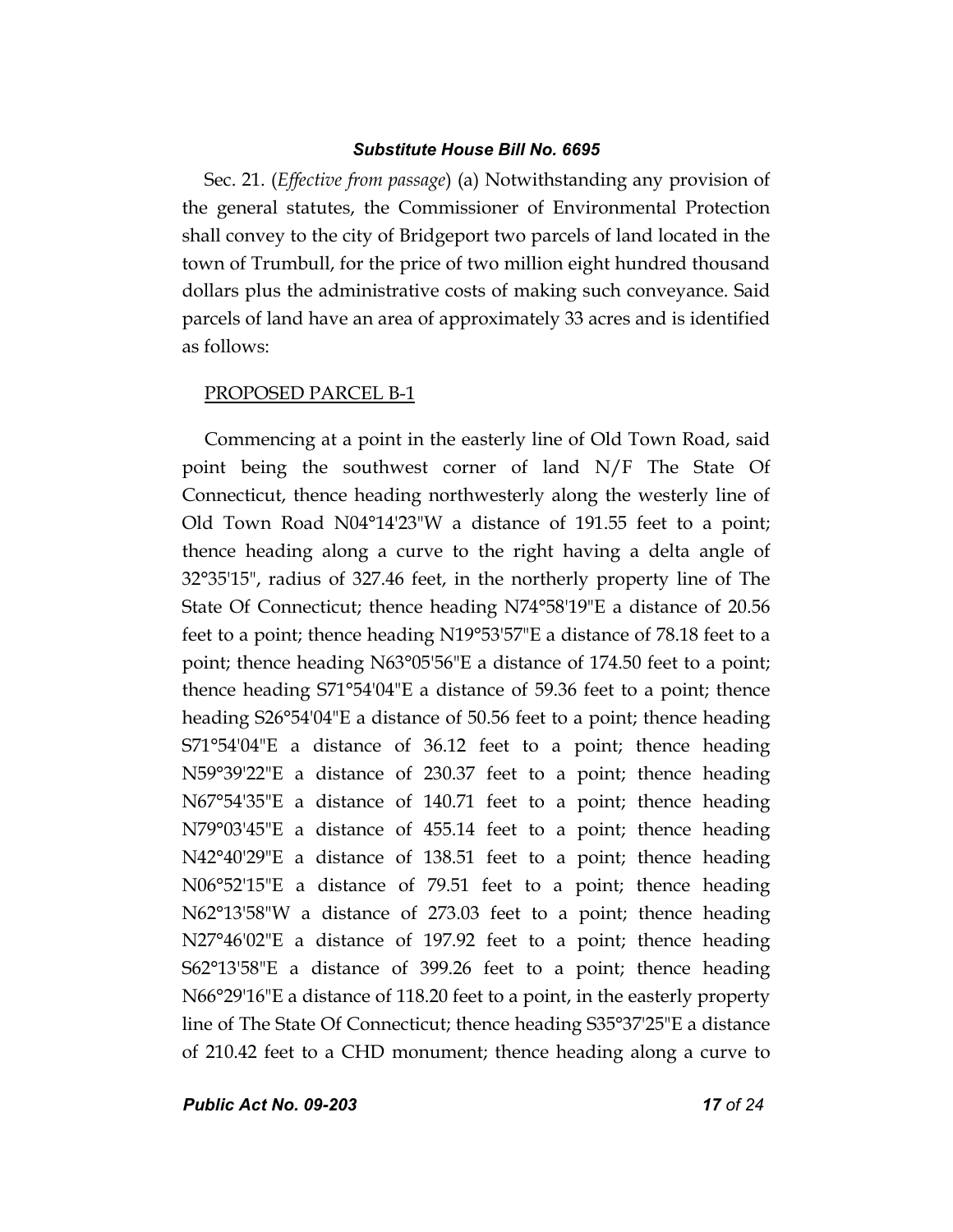Sec. 21. (*Effective from passage*) (a) Notwithstanding any provision of the general statutes, the Commissioner of Environmental Protection shall convey to the city of Bridgeport two parcels of land located in the town of Trumbull, for the price of two million eight hundred thousand dollars plus the administrative costs of making such conveyance. Said parcels of land have an area of approximately 33 acres and is identified as follows:

<u>PROPOSED PARCEL B-1</u>

Commencing at a point in the easterly line of Old Town Road, said point being the southwest corner of land N/F The State Of Connecticut, thence heading northwesterly along the westerly line of Old Town Road N04°14'23"W a distance of 191.55 feet to a point; thence heading along a curve to the right having a delta angle of 32°35'15", radius of 327.46 feet, in the northerly property line of The State Of Connecticut; thence heading N74°58'19"E a distance of 20.56 feet to a point; thence heading N19°53'57"E a distance of 78.18 feet to a point; thence heading N63°05'56"E a distance of 174.50 feet to a point; thence heading S71°54'04"E a distance of 59.36 feet to a point; thence heading S26°54'04"E a distance of 50.56 feet to a point; thence heading S71°54'04"E a distance of 36.12 feet to a point; thence heading N59°39'22"E a distance of 230.37 feet to a point; thence heading N67°54'35"E a distance of 140.71 feet to a point; thence heading N79°03'45"E a distance of 455.14 feet to a point; thence heading N42°40'29"E a distance of 138.51 feet to a point; thence heading N06°52'15"E a distance of 79.51 feet to a point; thence heading N62°13'58"W a distance of 273.03 feet to a point; thence heading N27°46'02"E a distance of 197.92 feet to a point; thence heading S62°13'58"E a distance of 399.26 feet to a point; thence heading N66°29'16"E a distance of 118.20 feet to a point, in the easterly property line of The State Of Connecticut; thence heading S35°37'25"E a distance of 210.42 feet to a CHD monument; thence heading along a curve to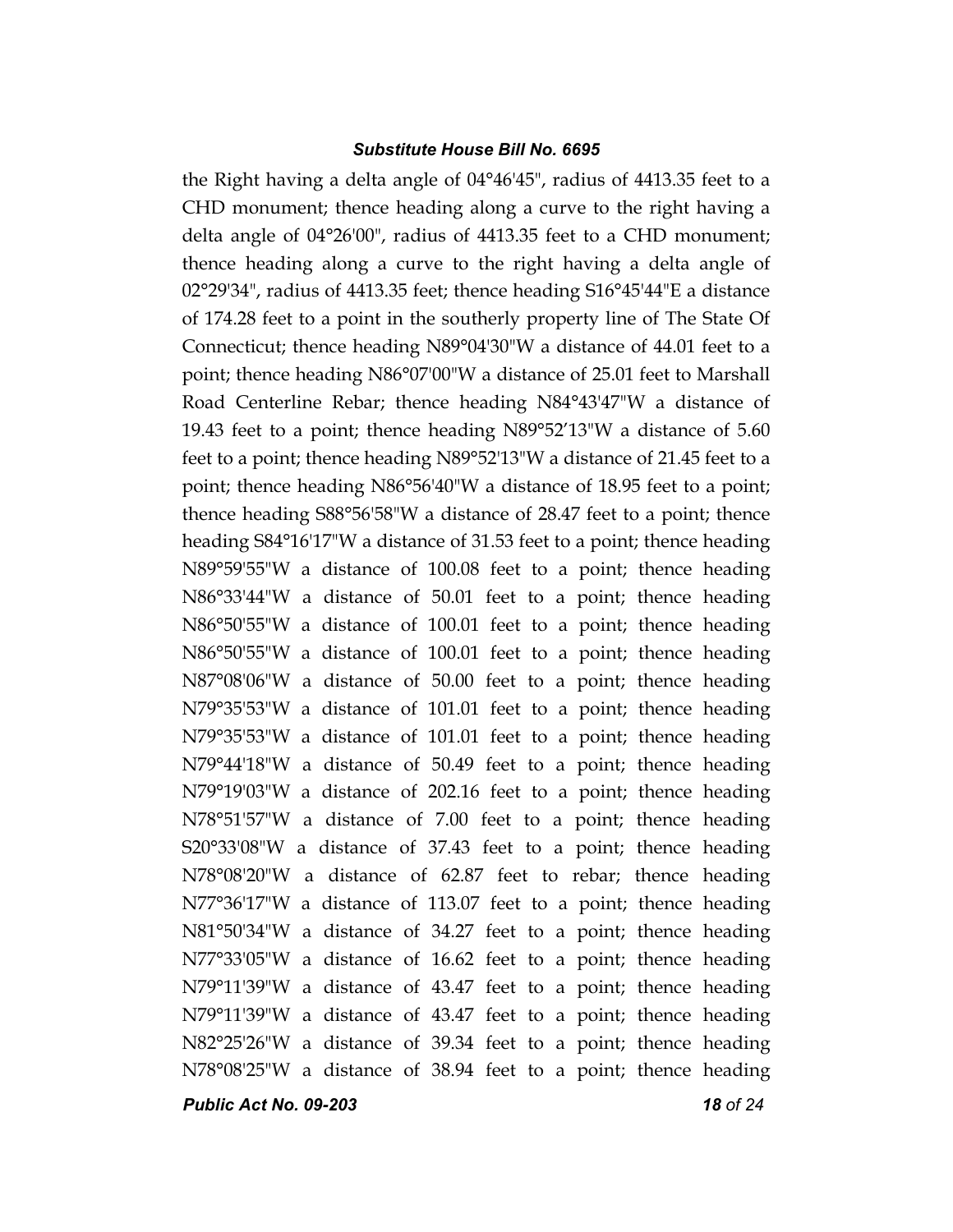the Right having a delta angle of 04°46'45", radius of 4413.35 feet to a CHD monument; thence heading along a curve to the right having a delta angle of 04°26'00", radius of 4413.35 feet to a CHD monument; thence heading along a curve to the right having a delta angle of 02°29'34", radius of 4413.35 feet; thence heading S16°45'44"E a distance of 174.28 feet to a point in the southerly property line of The State Of Connecticut; thence heading N89°04'30"W a distance of 44.01 feet to a point; thence heading N86°07'00"W a distance of 25.01 feet to Marshall Road Centerline Rebar; thence heading N84°43'47"W a distance of 19.43 feet to a point; thence heading N89°52'13"W a distance of 5.60 feet to a point; thence heading N89°52'13"W a distance of 21.45 feet to a point; thence heading N86°56'40"W a distance of 18.95 feet to a point; thence heading S88°56'58"W a distance of 28.47 feet to a point; thence heading S84°16'17"W a distance of 31.53 feet to a point; thence heading N89°59'55"W a distance of 100.08 feet to a point; thence heading N86°33'44"W a distance of 50.01 feet to a point; thence heading N86°50'55"W a distance of 100.01 feet to a point; thence heading N86°50'55"W a distance of 100.01 feet to a point; thence heading N87°08'06"W a distance of 50.00 feet to a point; thence heading N79°35'53"W a distance of 101.01 feet to a point; thence heading N79°35'53"W a distance of 101.01 feet to a point; thence heading N79°44'18"W a distance of 50.49 feet to a point; thence heading N79°19'03"W a distance of 202.16 feet to a point; thence heading N78°51'57"W a distance of 7.00 feet to a point; thence heading S20°33'08"W a distance of 37.43 feet to a point; thence heading N78°08'20"W a distance of 62.87 feet to rebar; thence heading N77°36'17"W a distance of 113.07 feet to a point; thence heading N81°50'34"W a distance of 34.27 feet to a point; thence heading N77°33'05"W a distance of 16.62 feet to a point; thence heading N79°11'39"W a distance of 43.47 feet to a point; thence heading N79°11'39"W a distance of 43.47 feet to a point; thence heading N82°25'26"W a distance of 39.34 feet to a point; thence heading N78°08'25"W a distance of 38.94 feet to a point; thence heading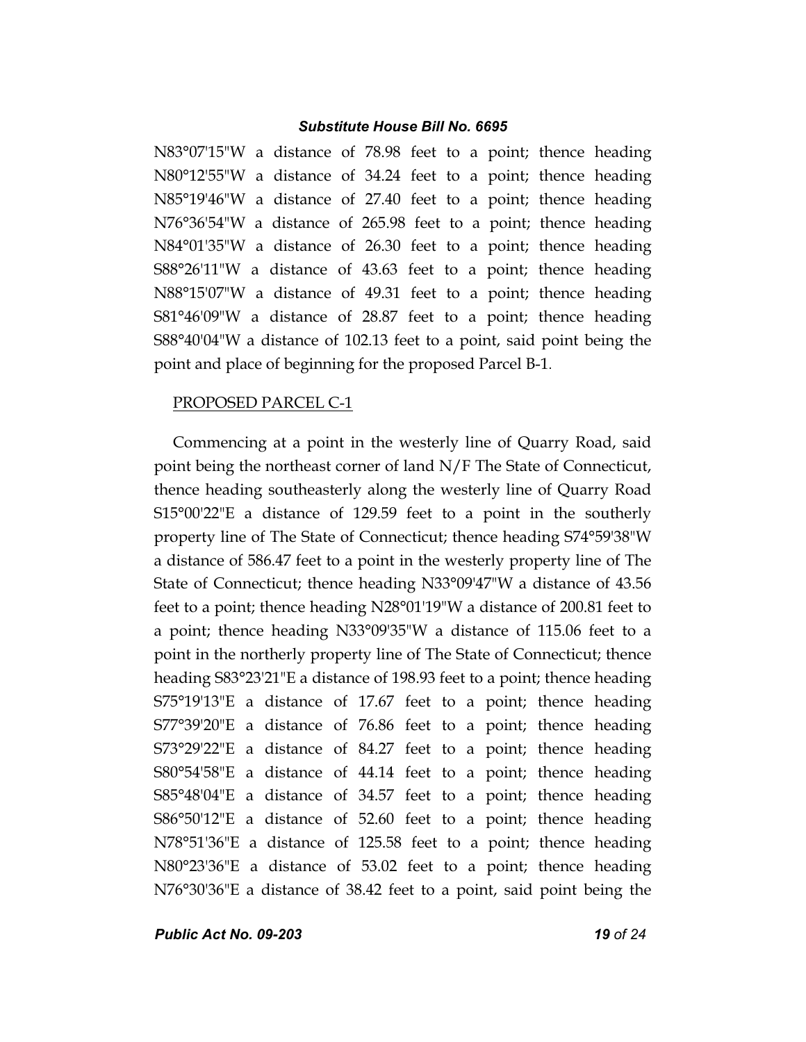N83°07'15"W a distance of 78.98 feet to a point; thence heading N80°12'55"W a distance of 34.24 feet to a point; thence heading N85°19'46"W a distance of 27.40 feet to a point; thence heading N76°36'54"W a distance of 265.98 feet to a point; thence heading N84°01'35"W a distance of 26.30 feet to a point; thence heading S88°26'11"W a distance of 43.63 feet to a point; thence heading N88°15'07"W a distance of 49.31 feet to a point; thence heading S81°46'09"W a distance of 28.87 feet to a point; thence heading S88°40'04"W a distance of 102.13 feet to a point, said point being the point and place of beginning for the proposed Parcel B-1.

PROPOSED PARCEL C-1

Commencing at a point in the westerly line of Quarry Road, said point being the northeast corner of land N/F The State of Connecticut, thence heading southeasterly along the westerly line of Quarry Road S15°00'22"E a distance of 129.59 feet to a point in the southerly property line of The State of Connecticut; thence heading S74°59'38"W a distance of 586.47 feet to a point in the westerly property line of The State of Connecticut; thence heading N33°09'47"W a distance of 43.56 feet to a point; thence heading N28°01'19"W a distance of 200.81 feet to a point; thence heading N33°09'35"W a distance of 115.06 feet to a point in the northerly property line of The State of Connecticut; thence heading S83°23'21"E a distance of 198.93 feet to a point; thence heading S75°19'13"E a distance of 17.67 feet to a point; thence heading S77°39'20"E a distance of 76.86 feet to a point; thence heading S73°29'22"E a distance of 84.27 feet to a point; thence heading S80°54'58"E a distance of 44.14 feet to a point; thence heading S85°48'04"E a distance of 34.57 feet to a point; thence heading S86°50'12"E a distance of 52.60 feet to a point; thence heading N78°51'36"E a distance of 125.58 feet to a point; thence heading N80°23'36"E a distance of 53.02 feet to a point; thence heading N76°30'36"E a distance of 38.42 feet to a point, said point being the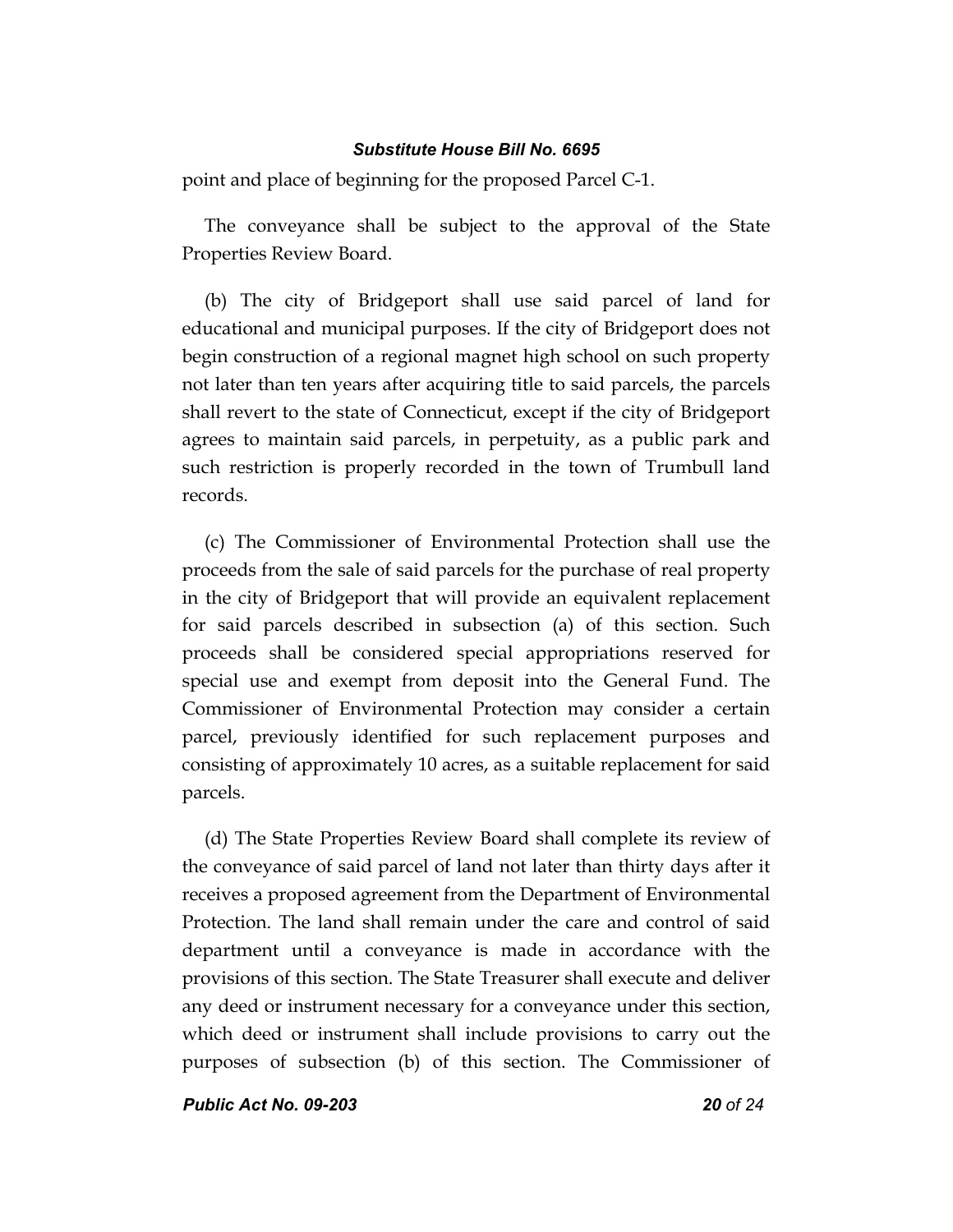point and place of beginning for the proposed Parcel C-1.

The conveyance shall be subject to the approval of the State Properties Review Board.

(b) The city of Bridgeport shall use said parcel of land for educational and municipal purposes. If the city of Bridgeport does not begin construction of a regional magnet high school on such property not later than ten years after acquiring title to said parcels, the parcels shall revert to the state of Connecticut, except if the city of Bridgeport agrees to maintain said parcels, in perpetuity, as a public park and such restriction is properly recorded in the town of Trumbull land records.

(c) The Commissioner of Environmental Protection shall use the proceeds from the sale of said parcels for the purchase of real property in the city of Bridgeport that will provide an equivalent replacement for said parcels described in subsection (a) of this section. Such proceeds shall be considered special appropriations reserved for special use and exempt from deposit into the General Fund. The Commissioner of Environmental Protection may consider a certain parcel, previously identified for such replacement purposes and consisting of approximately 10 acres, as a suitable replacement for said parcels.

(d) The State Properties Review Board shall complete its review of the conveyance of said parcel of land not later than thirty days after it receives a proposed agreement from the Department of Environmental Protection. The land shall remain under the care and control of said department until a conveyance is made in accordance with the provisions of this section. The State Treasurer shall execute and deliver any deed or instrument necessary for a conveyance under this section, which deed or instrument shall include provisions to carry out the purposes of subsection (b) of this section. The Commissioner of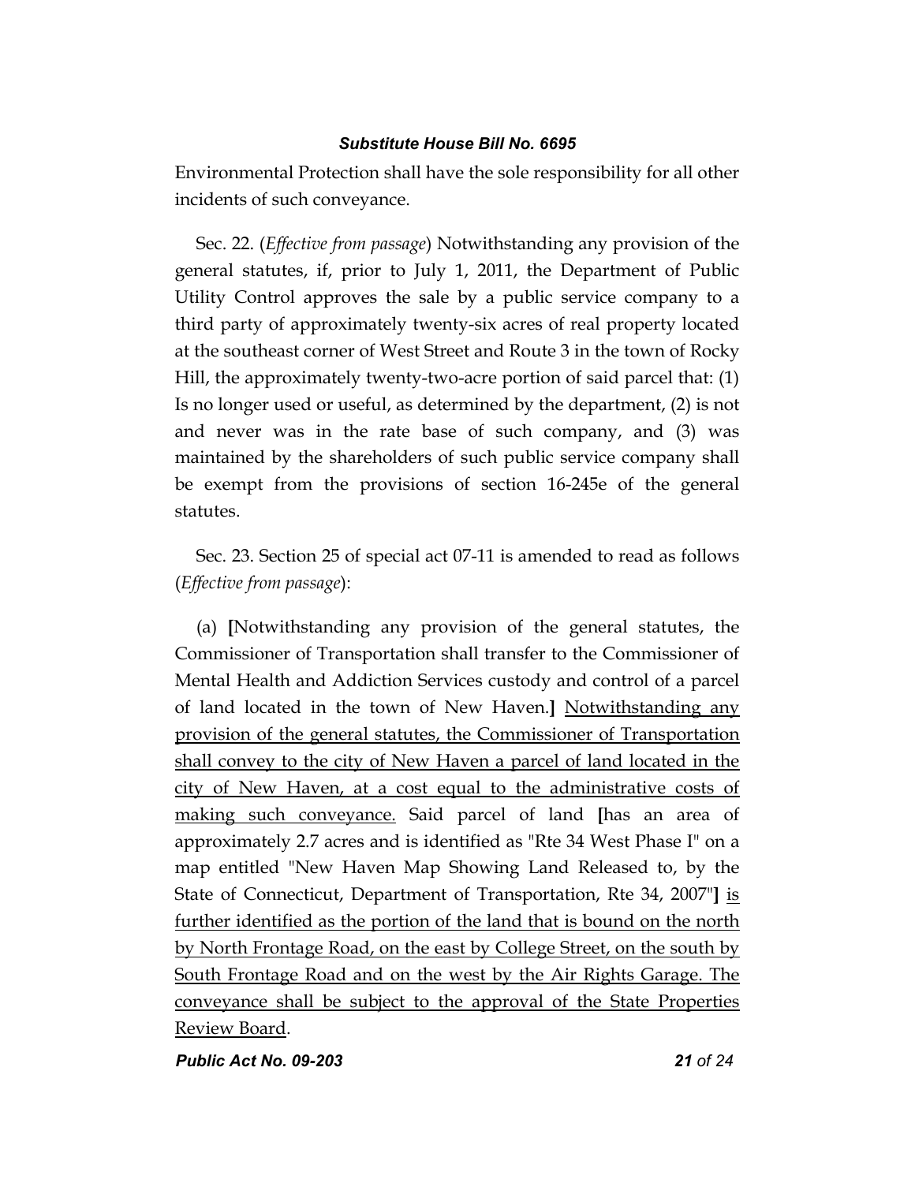Environmental Protection shall have the sole responsibility for all other incidents of such conveyance.

Sec. 22. (*Effective from passage*) Notwithstanding any provision of the general statutes, if, prior to July 1, 2011, the Department of Public Utility Control approves the sale by a public service company to a third party of approximately twenty-six acres of real property located at the southeast corner of West Street and Route 3 in the town of Rocky Hill, the approximately twenty-two-acre portion of said parcel that: (1) Is no longer used or useful, as determined by the department, (2) is not and never was in the rate base of such company, and (3) was maintained by the shareholders of such public service company shall be exempt from the provisions of section 16-245e of the general statutes.

Sec. 23. Section 25 of special act 07-11 is amended to read as follows (*Effective from passage*):

(a) **[**Notwithstanding any provision of the general statutes, the Commissioner of Transportation shall transfer to the Commissioner of Mental Health and Addiction Services custody and control of a parcel of land located in the town of New Haven.**]** <u>Notwithstanding any provision of the general statutes, the Commissioner of Transportation shall convey to the city of New Haven a parcel of land located in the city of New Haven, at a cost equal to the administrative costs of making such conveyance.</u> Said parcel of land **[**has an area of approximately 2.7 acres and is identified as "Rte 34 West Phase I" on a map entitled "New Haven Map Showing Land Released to, by the State of Connecticut, Department of Transportation, Rte 34, 2007"**]** <u>is further identified as the portion of the land that is bound on the north by North Frontage Road, on the east by College Street, on the south by South Frontage Road and on the west by the Air Rights Garage. The conveyance shall be subject to the approval of the State Properties Review Board</u>.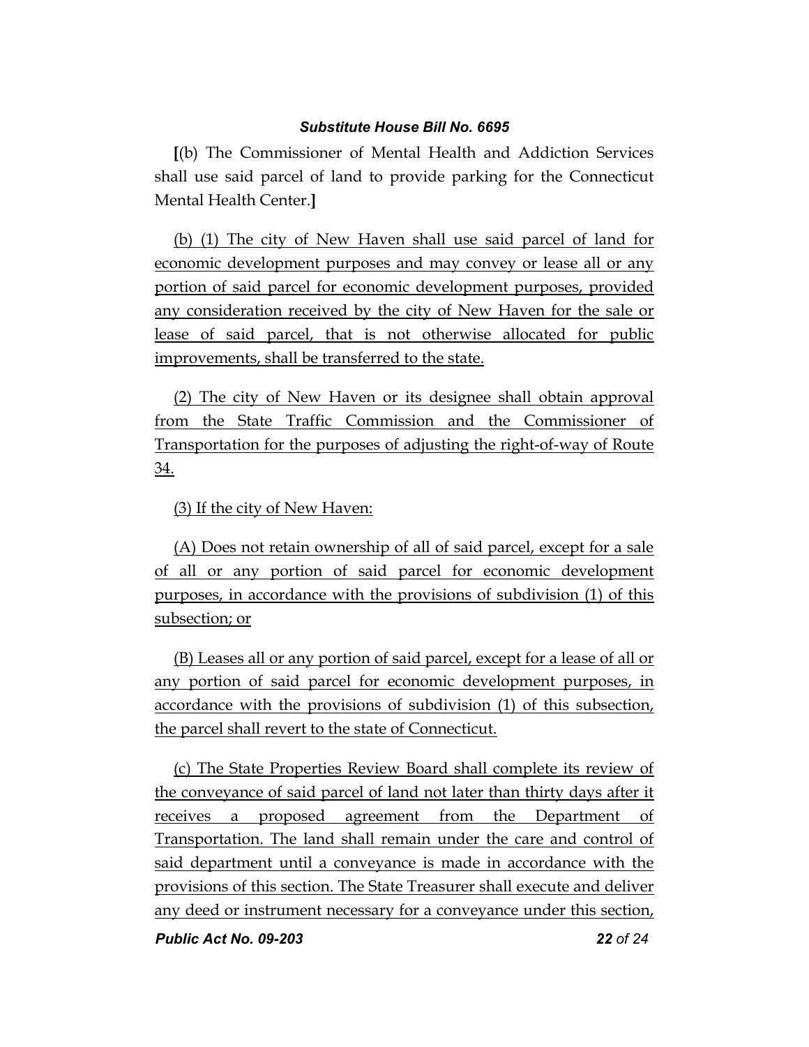[(b) The Commissioner of Mental Health and Addiction Services shall use said parcel of land to provide parking for the Connecticut Mental Health Center.]

(b) (1) The city of New Haven shall use said parcel of land for economic development purposes and may convey or lease all or any portion of said parcel for economic development purposes, provided any consideration received by the city of New Haven for the sale or lease of said parcel, that is not otherwise allocated for public improvements, shall be transferred to the state.

(2) The city of New Haven or its designee shall obtain approval from the State Traffic Commission and the Commissioner of Transportation for the purposes of adjusting the right-of-way of Route 34.

(3) If the city of New Haven:

(A) Does not retain ownership of all of said parcel, except for a sale of all or any portion of said parcel for economic development purposes, in accordance with the provisions of subdivision (1) of this subsection; or

(B) Leases all or any portion of said parcel, except for a lease of all or any portion of said parcel for economic development purposes, in accordance with the provisions of subdivision (1) of this subsection, the parcel shall revert to the state of Connecticut.

(c) The State Properties Review Board shall complete its review of the conveyance of said parcel of land not later than thirty days after it receives a proposed agreement from the Department of Transportation. The land shall remain under the care and control of said department until a conveyance is made in accordance with the provisions of this section. The State Treasurer shall execute and deliver any deed or instrument necessary for a conveyance under this section,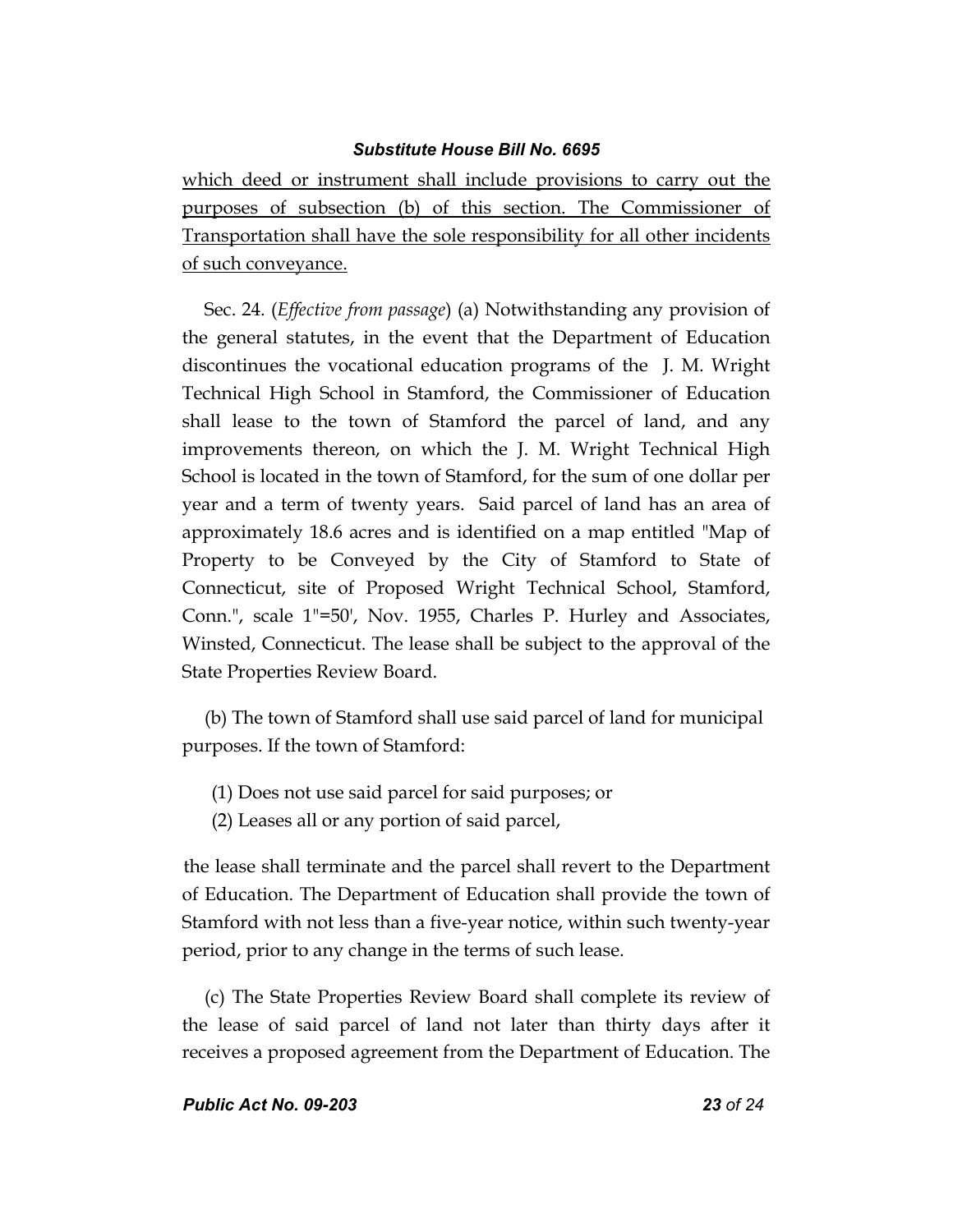which deed or instrument shall include provisions to carry out the purposes of subsection (b) of this section. The Commissioner of Transportation shall have the sole responsibility for all other incidents of such conveyance.

Sec. 24. (*Effective from passage*) (a) Notwithstanding any provision of the general statutes, in the event that the Department of Education discontinues the vocational education programs of the J. M. Wright Technical High School in Stamford, the Commissioner of Education shall lease to the town of Stamford the parcel of land, and any improvements thereon, on which the J. M. Wright Technical High School is located in the town of Stamford, for the sum of one dollar per year and a term of twenty years. Said parcel of land has an area of approximately 18.6 acres and is identified on a map entitled "Map of Property to be Conveyed by the City of Stamford to State of Connecticut, site of Proposed Wright Technical School, Stamford, Conn.", scale 1"=50', Nov. 1955, Charles P. Hurley and Associates, Winsted, Connecticut. The lease shall be subject to the approval of the State Properties Review Board.

(b) The town of Stamford shall use said parcel of land for municipal purposes. If the town of Stamford:

(1) Does not use said parcel for said purposes; or

(2) Leases all or any portion of said parcel,

the lease shall terminate and the parcel shall revert to the Department of Education. The Department of Education shall provide the town of Stamford with not less than a five-year notice, within such twenty-year period, prior to any change in the terms of such lease.

(c) The State Properties Review Board shall complete its review of the lease of said parcel of land not later than thirty days after it receives a proposed agreement from the Department of Education. The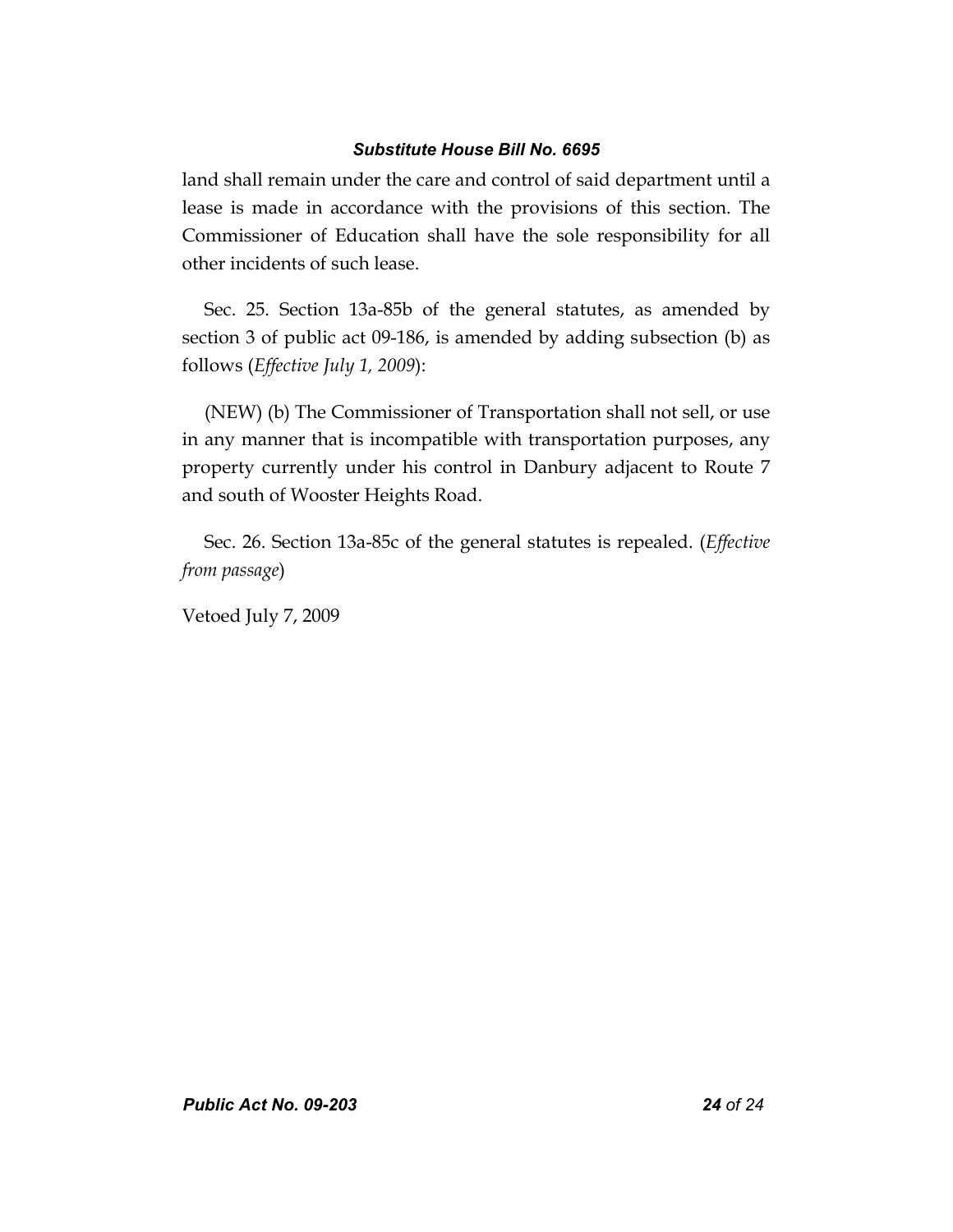land shall remain under the care and control of said department until a lease is made in accordance with the provisions of this section. The Commissioner of Education shall have the sole responsibility for all other incidents of such lease.

Sec. 25. Section 13a-85b of the general statutes, as amended by section 3 of public act 09-186, is amended by adding subsection (b) as follows (*Effective July 1, 2009*):

(NEW) (b) The Commissioner of Transportation shall not sell, or use in any manner that is incompatible with transportation purposes, any property currently under his control in Danbury adjacent to Route 7 and south of Wooster Heights Road.

Sec. 26. Section 13a-85c of the general statutes is repealed. (*Effective from passage*)

Vetoed July 7, 2009